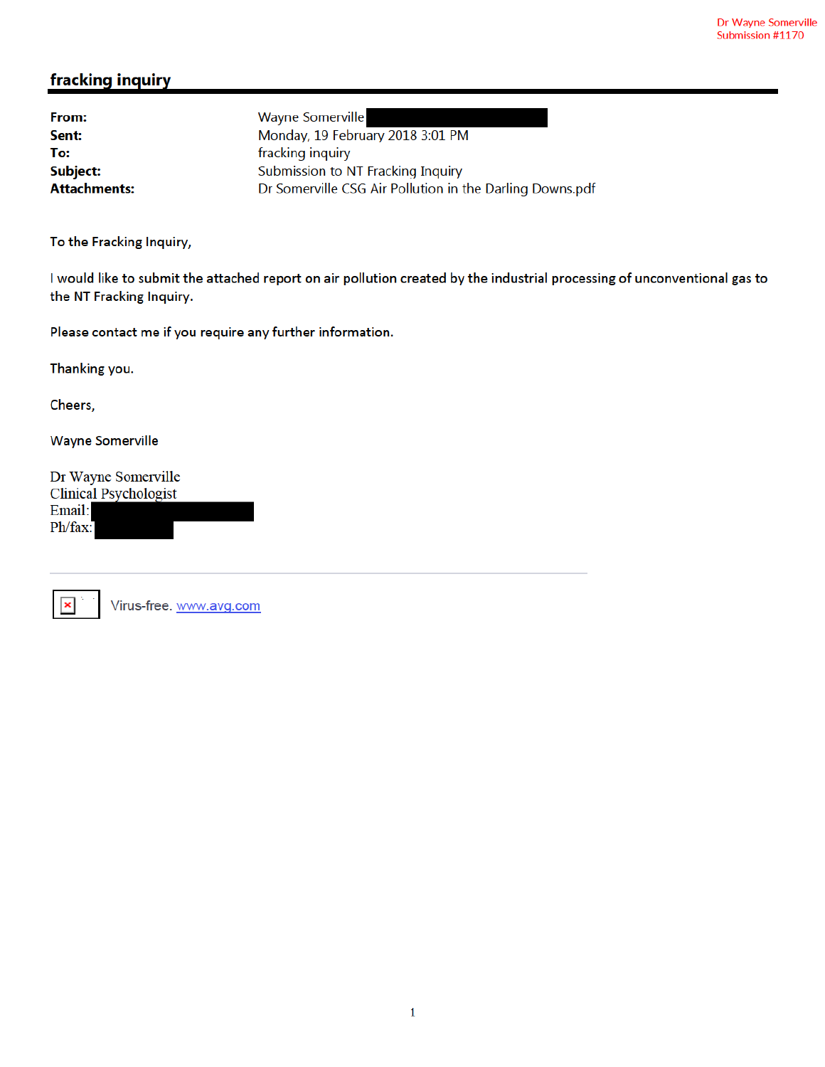Dr Wayne Somerville
Submission #1170

## fracking inquiry

| | |
|---|---|
| **From:** | Wayne Somerville |
| **Sent:** | Monday, 19 February 2018 3:01 PM |
| **To:** | fracking inquiry |
| **Subject:** | Submission to NT Fracking Inquiry |
| **Attachments:** | Dr Somerville CSG Air Pollution in the Darling Downs.pdf |

To the Fracking Inquiry,

I would like to submit the attached report on air pollution created by the industrial processing of unconventional gas to the NT Fracking Inquiry.

Please contact me if you require any further information.

Thanking you.

Cheers,

Wayne Somerville

Dr Wayne Somerville
Clinical Psychologist
Email:
Ph/fax:

---

Virus-free. www.avg.com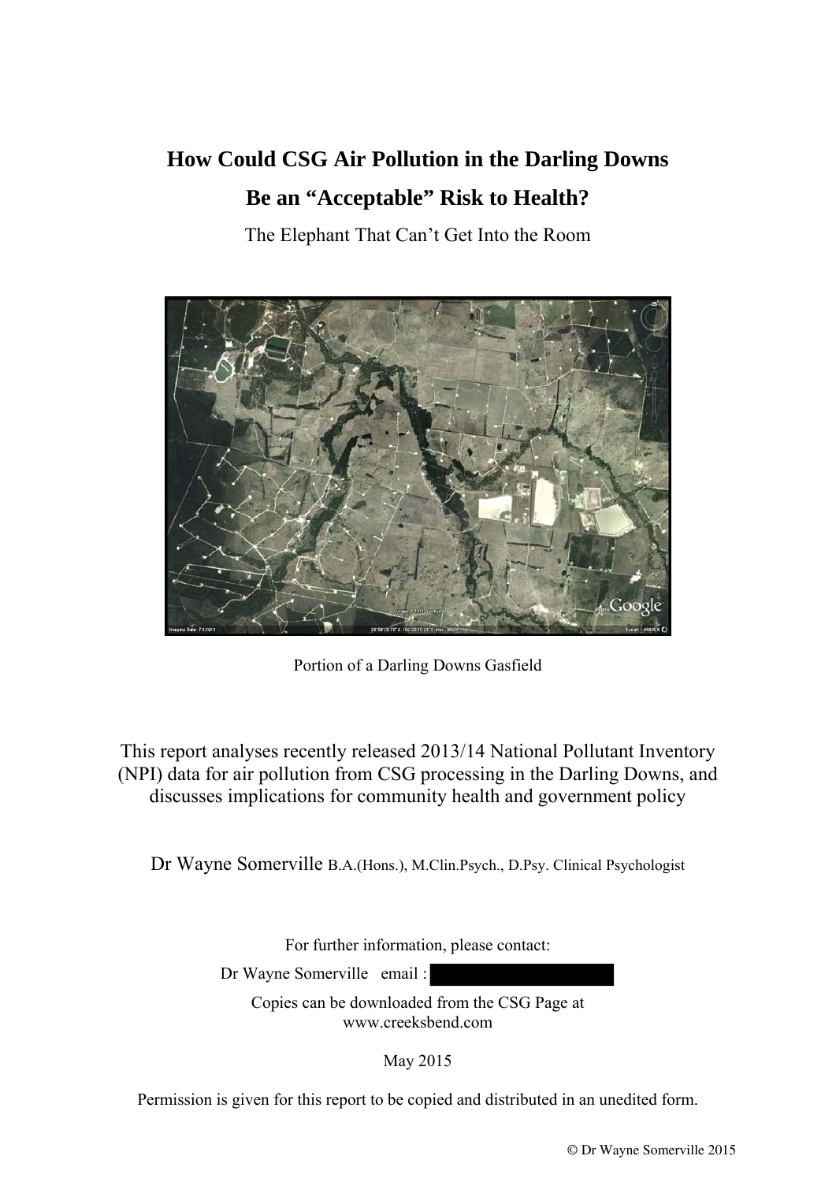# How Could CSG Air Pollution in the Darling Downs Be an "Acceptable" Risk to Health?

The Elephant That Can't Get Into the Room

Portion of a Darling Downs Gasfield

This report analyses recently released 2013/14 National Pollutant Inventory (NPI) data for air pollution from CSG processing in the Darling Downs, and discusses implications for community health and government policy

Dr Wayne Somerville B.A.(Hons.), M.Clin.Psych., D.Psy. Clinical Psychologist

For further information, please contact:

Dr Wayne Somerville email :

Copies can be downloaded from the CSG Page at www.creeksbend.com

May 2015

Permission is given for this report to be copied and distributed in an unedited form.

© Dr Wayne Somerville 2015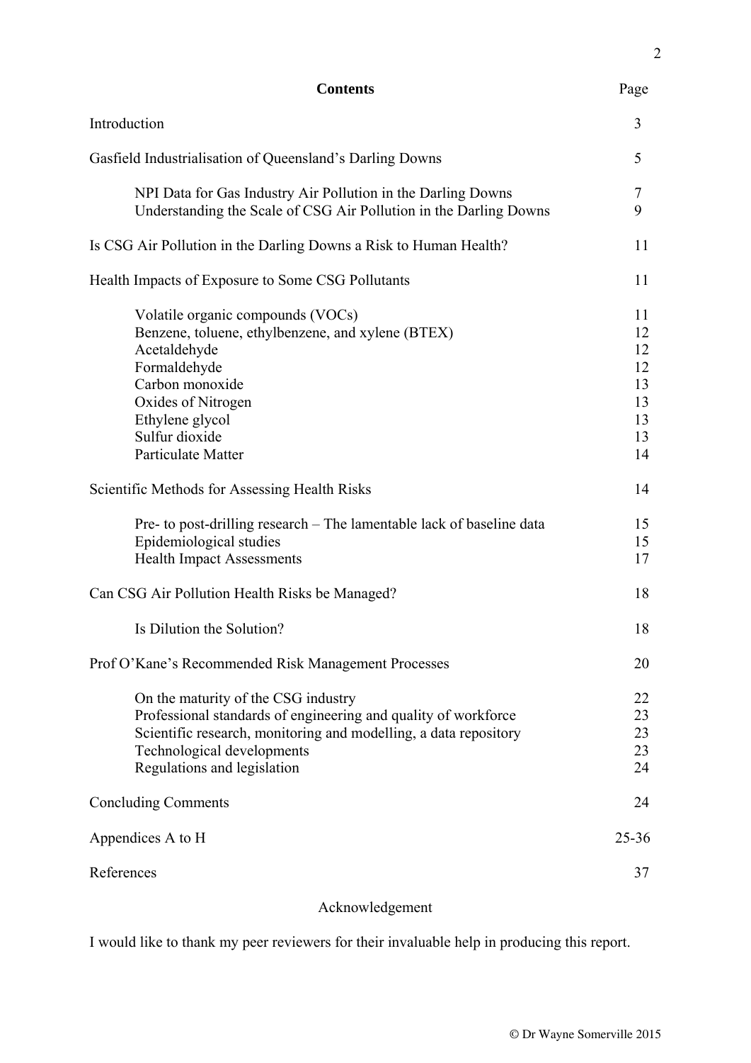## Contents

| | Page |
|---|---|
| Introduction | 3 |
| Gasfield Industrialisation of Queensland's Darling Downs | 5 |
| NPI Data for Gas Industry Air Pollution in the Darling Downs | 7 |
| Understanding the Scale of CSG Air Pollution in the Darling Downs | 9 |
| Is CSG Air Pollution in the Darling Downs a Risk to Human Health? | 11 |
| Health Impacts of Exposure to Some CSG Pollutants | 11 |
| Volatile organic compounds (VOCs) | 11 |
| Benzene, toluene, ethylbenzene, and xylene (BTEX) | 12 |
| Acetaldehyde | 12 |
| Formaldehyde | 12 |
| Carbon monoxide | 13 |
| Oxides of Nitrogen | 13 |
| Ethylene glycol | 13 |
| Sulfur dioxide | 13 |
| Particulate Matter | 14 |
| Scientific Methods for Assessing Health Risks | 14 |
| Pre- to post-drilling research – The lamentable lack of baseline data | 15 |
| Epidemiological studies | 15 |
| Health Impact Assessments | 17 |
| Can CSG Air Pollution Health Risks be Managed? | 18 |
| Is Dilution the Solution? | 18 |
| Prof O'Kane's Recommended Risk Management Processes | 20 |
| On the maturity of the CSG industry | 22 |
| Professional standards of engineering and quality of workforce | 23 |
| Scientific research, monitoring and modelling, a data repository | 23 |
| Technological developments | 23 |
| Regulations and legislation | 24 |
| Concluding Comments | 24 |
| Appendices A to H | 25-36 |
| References | 37 |

Acknowledgement

I would like to thank my peer reviewers for their invaluable help in producing this report.

© Dr Wayne Somerville 2015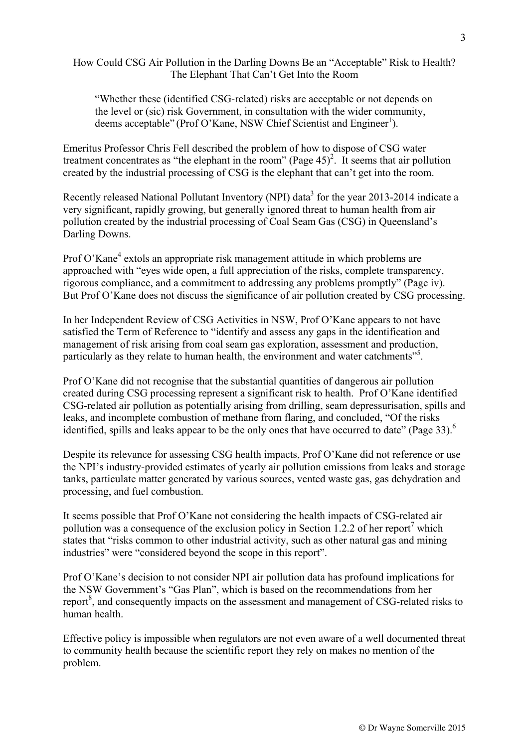## How Could CSG Air Pollution in the Darling Downs Be an "Acceptable" Risk to Health? The Elephant That Can't Get Into the Room

> "Whether these (identified CSG-related) risks are acceptable or not depends on the level or (sic) risk Government, in consultation with the wider community, deems acceptable" (Prof O'Kane, NSW Chief Scientist and Engineer[1]).

Emeritus Professor Chris Fell described the problem of how to dispose of CSG water treatment concentrates as "the elephant in the room" (Page 45)[2]. It seems that air pollution created by the industrial processing of CSG is the elephant that can't get into the room.

Recently released National Pollutant Inventory (NPI) data[3] for the year 2013-2014 indicate a very significant, rapidly growing, but generally ignored threat to human health from air pollution created by the industrial processing of Coal Seam Gas (CSG) in Queensland's Darling Downs.

Prof O'Kane[4] extols an appropriate risk management attitude in which problems are approached with "eyes wide open, a full appreciation of the risks, complete transparency, rigorous compliance, and a commitment to addressing any problems promptly" (Page iv). But Prof O'Kane does not discuss the significance of air pollution created by CSG processing.

In her Independent Review of CSG Activities in NSW, Prof O'Kane appears to not have satisfied the Term of Reference to "identify and assess any gaps in the identification and management of risk arising from coal seam gas exploration, assessment and production, particularly as they relate to human health, the environment and water catchments"[5].

Prof O'Kane did not recognise that the substantial quantities of dangerous air pollution created during CSG processing represent a significant risk to health. Prof O'Kane identified CSG-related air pollution as potentially arising from drilling, seam depressurisation, spills and leaks, and incomplete combustion of methane from flaring, and concluded, "Of the risks identified, spills and leaks appear to be the only ones that have occurred to date" (Page 33).[6]

Despite its relevance for assessing CSG health impacts, Prof O'Kane did not reference or use the NPI's industry-provided estimates of yearly air pollution emissions from leaks and storage tanks, particulate matter generated by various sources, vented waste gas, gas dehydration and processing, and fuel combustion.

It seems possible that Prof O'Kane not considering the health impacts of CSG-related air pollution was a consequence of the exclusion policy in Section 1.2.2 of her report[7] which states that "risks common to other industrial activity, such as other natural gas and mining industries" were "considered beyond the scope in this report".

Prof O'Kane's decision to not consider NPI air pollution data has profound implications for the NSW Government's "Gas Plan", which is based on the recommendations from her report[8], and consequently impacts on the assessment and management of CSG-related risks to human health.

Effective policy is impossible when regulators are not even aware of a well documented threat to community health because the scientific report they rely on makes no mention of the problem.

© Dr Wayne Somerville 2015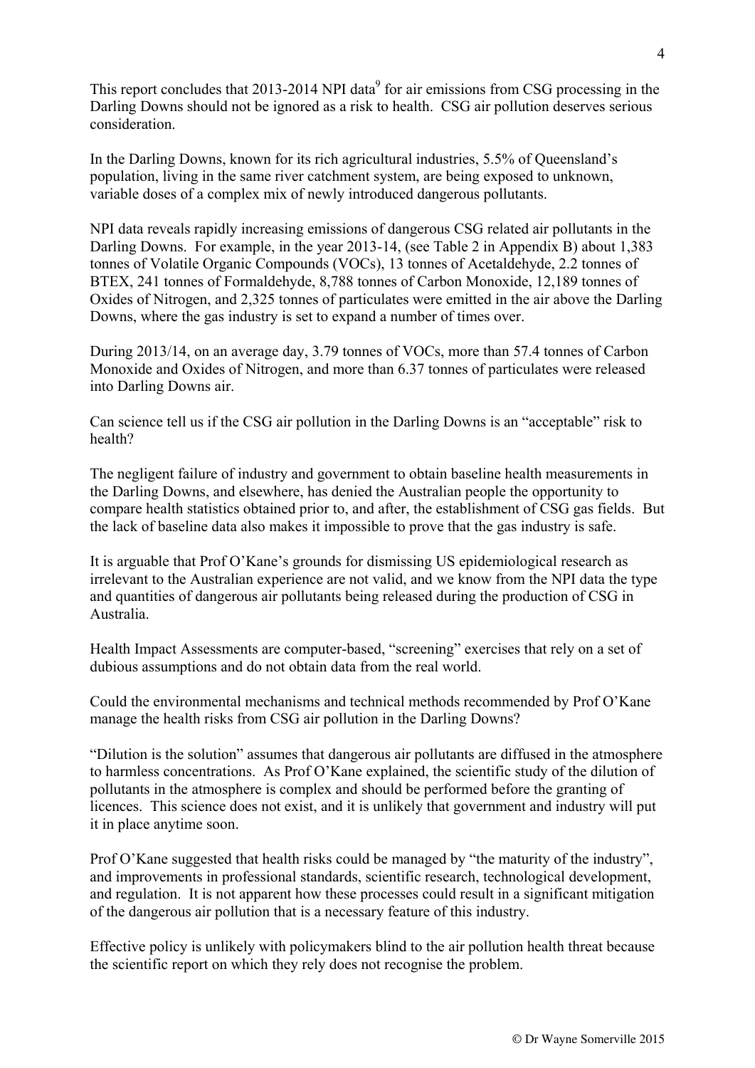This report concludes that 2013-2014 NPI data[9] for air emissions from CSG processing in the Darling Downs should not be ignored as a risk to health. CSG air pollution deserves serious consideration.

In the Darling Downs, known for its rich agricultural industries, 5.5% of Queensland's population, living in the same river catchment system, are being exposed to unknown, variable doses of a complex mix of newly introduced dangerous pollutants.

NPI data reveals rapidly increasing emissions of dangerous CSG related air pollutants in the Darling Downs. For example, in the year 2013-14, (see Table 2 in Appendix B) about 1,383 tonnes of Volatile Organic Compounds (VOCs), 13 tonnes of Acetaldehyde, 2.2 tonnes of BTEX, 241 tonnes of Formaldehyde, 8,788 tonnes of Carbon Monoxide, 12,189 tonnes of Oxides of Nitrogen, and 2,325 tonnes of particulates were emitted in the air above the Darling Downs, where the gas industry is set to expand a number of times over.

During 2013/14, on an average day, 3.79 tonnes of VOCs, more than 57.4 tonnes of Carbon Monoxide and Oxides of Nitrogen, and more than 6.37 tonnes of particulates were released into Darling Downs air.

Can science tell us if the CSG air pollution in the Darling Downs is an "acceptable" risk to health?

The negligent failure of industry and government to obtain baseline health measurements in the Darling Downs, and elsewhere, has denied the Australian people the opportunity to compare health statistics obtained prior to, and after, the establishment of CSG gas fields. But the lack of baseline data also makes it impossible to prove that the gas industry is safe.

It is arguable that Prof O'Kane's grounds for dismissing US epidemiological research as irrelevant to the Australian experience are not valid, and we know from the NPI data the type and quantities of dangerous air pollutants being released during the production of CSG in Australia.

Health Impact Assessments are computer-based, "screening" exercises that rely on a set of dubious assumptions and do not obtain data from the real world.

Could the environmental mechanisms and technical methods recommended by Prof O'Kane manage the health risks from CSG air pollution in the Darling Downs?

"Dilution is the solution" assumes that dangerous air pollutants are diffused in the atmosphere to harmless concentrations. As Prof O'Kane explained, the scientific study of the dilution of pollutants in the atmosphere is complex and should be performed before the granting of licences. This science does not exist, and it is unlikely that government and industry will put it in place anytime soon.

Prof O'Kane suggested that health risks could be managed by "the maturity of the industry", and improvements in professional standards, scientific research, technological development, and regulation. It is not apparent how these processes could result in a significant mitigation of the dangerous air pollution that is a necessary feature of this industry.

Effective policy is unlikely with policymakers blind to the air pollution health threat because the scientific report on which they rely does not recognise the problem.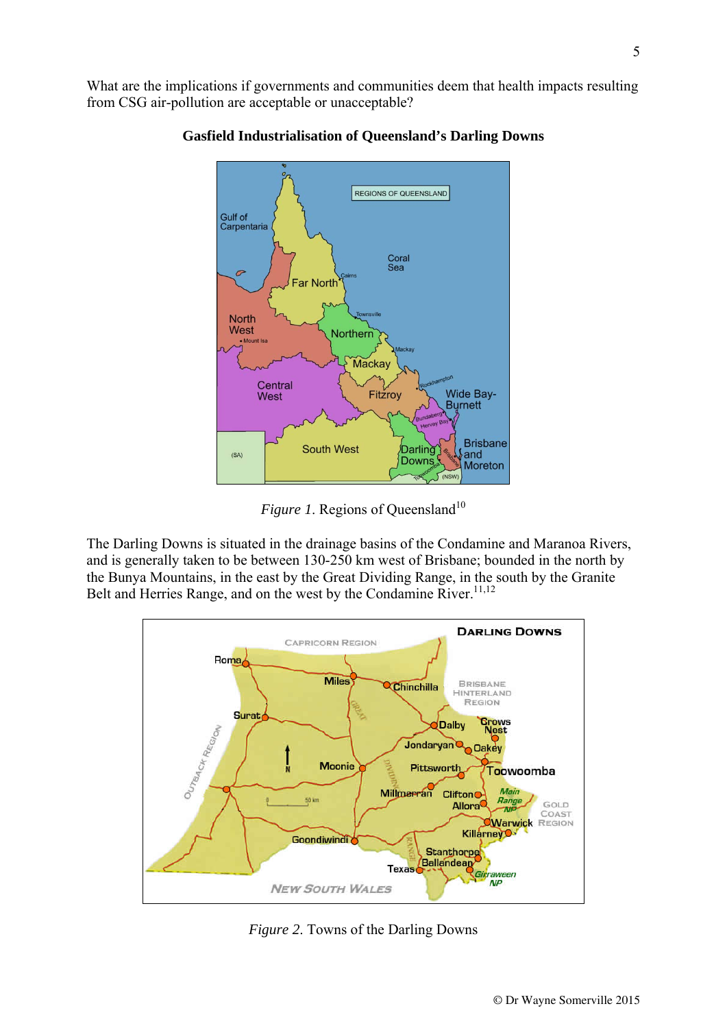What are the implications if governments and communities deem that health impacts resulting from CSG air-pollution are acceptable or unacceptable?

## Gasfield Industrialisation of Queensland's Darling Downs

*Figure 1*. Regions of Queensland[10]

The Darling Downs is situated in the drainage basins of the Condamine and Maranoa Rivers, and is generally taken to be between 130-250 km west of Brisbane; bounded in the north by the Bunya Mountains, in the east by the Great Dividing Range, in the south by the Granite Belt and Herries Range, and on the west by the Condamine River.[11,12]

*Figure 2*. Towns of the Darling Downs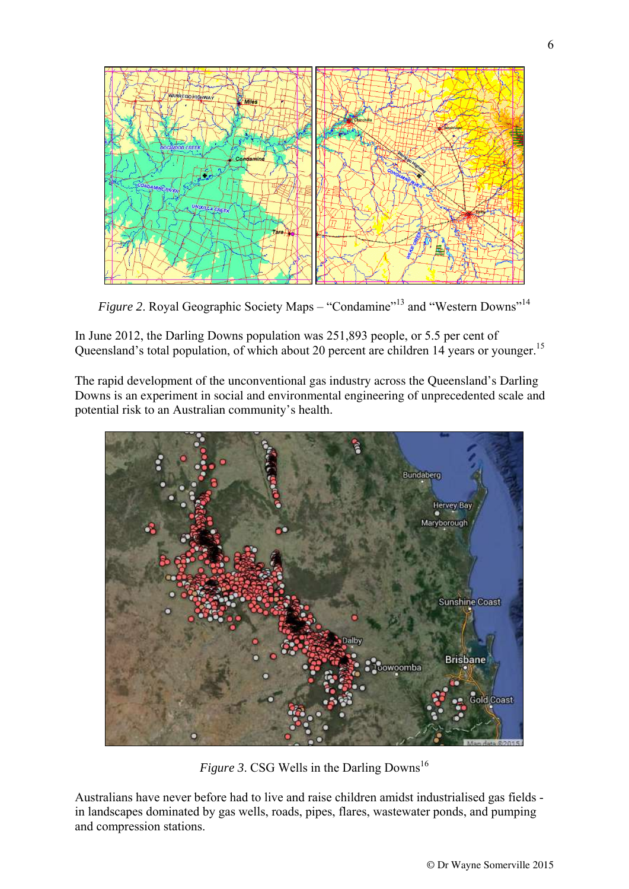*Figure 2*. Royal Geographic Society Maps – "Condamine"[13] and "Western Downs"[14]

In June 2012, the Darling Downs population was 251,893 people, or 5.5 per cent of Queensland's total population, of which about 20 percent are children 14 years or younger.[15]

The rapid development of the unconventional gas industry across the Queensland's Darling Downs is an experiment in social and environmental engineering of unprecedented scale and potential risk to an Australian community's health.

*Figure 3*. CSG Wells in the Darling Downs[16]

Australians have never before had to live and raise children amidst industrialised gas fields - in landscapes dominated by gas wells, roads, pipes, flares, wastewater ponds, and pumping and compression stations.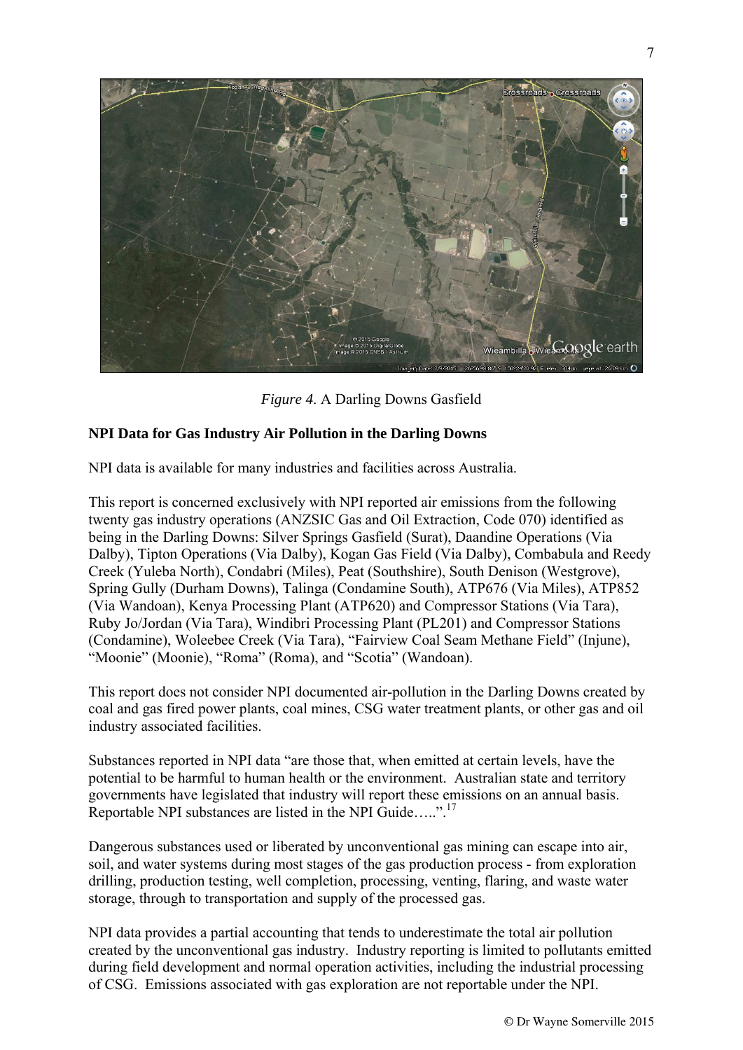*Figure 4*. A Darling Downs Gasfield

**NPI Data for Gas Industry Air Pollution in the Darling Downs**

NPI data is available for many industries and facilities across Australia.

This report is concerned exclusively with NPI reported air emissions from the following twenty gas industry operations (ANZSIC Gas and Oil Extraction, Code 070) identified as being in the Darling Downs: Silver Springs Gasfield (Surat), Daandine Operations (Via Dalby), Tipton Operations (Via Dalby), Kogan Gas Field (Via Dalby), Combabula and Reedy Creek (Yuleba North), Condabri (Miles), Peat (Southshire), South Denison (Westgrove), Spring Gully (Durham Downs), Talinga (Condamine South), ATP676 (Via Miles), ATP852 (Via Wandoan), Kenya Processing Plant (ATP620) and Compressor Stations (Via Tara), Ruby Jo/Jordan (Via Tara), Windibri Processing Plant (PL201) and Compressor Stations (Condamine), Woleebee Creek (Via Tara), "Fairview Coal Seam Methane Field" (Injune), "Moonie" (Moonie), "Roma" (Roma), and "Scotia" (Wandoan).

This report does not consider NPI documented air-pollution in the Darling Downs created by coal and gas fired power plants, coal mines, CSG water treatment plants, or other gas and oil industry associated facilities.

Substances reported in NPI data "are those that, when emitted at certain levels, have the potential to be harmful to human health or the environment. Australian state and territory governments have legislated that industry will report these emissions on an annual basis. Reportable NPI substances are listed in the NPI Guide…..".[17]

Dangerous substances used or liberated by unconventional gas mining can escape into air, soil, and water systems during most stages of the gas production process - from exploration drilling, production testing, well completion, processing, venting, flaring, and waste water storage, through to transportation and supply of the processed gas.

NPI data provides a partial accounting that tends to underestimate the total air pollution created by the unconventional gas industry. Industry reporting is limited to pollutants emitted during field development and normal operation activities, including the industrial processing of CSG. Emissions associated with gas exploration are not reportable under the NPI.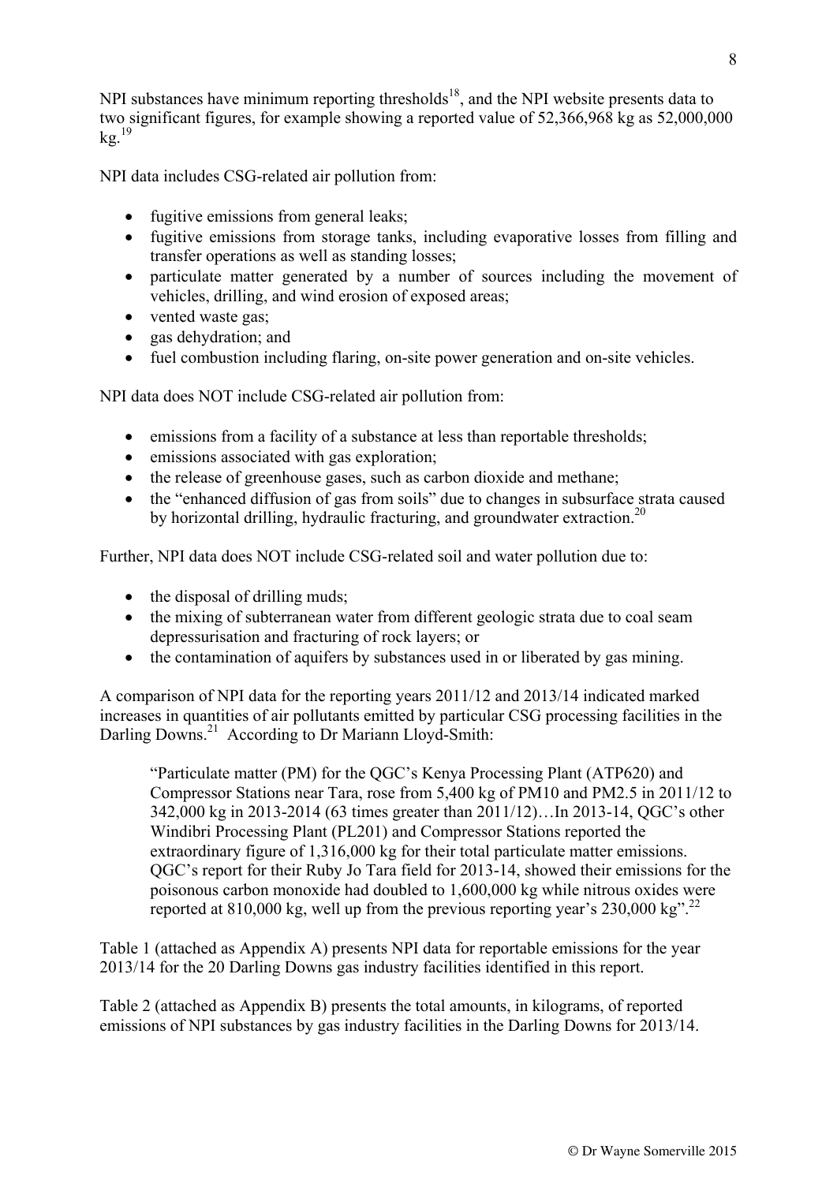NPI substances have minimum reporting thresholds[18], and the NPI website presents data to two significant figures, for example showing a reported value of 52,366,968 kg as 52,000,000 kg.[19]

NPI data includes CSG-related air pollution from:

- fugitive emissions from general leaks;
- fugitive emissions from storage tanks, including evaporative losses from filling and transfer operations as well as standing losses;
- particulate matter generated by a number of sources including the movement of vehicles, drilling, and wind erosion of exposed areas;
- vented waste gas;
- gas dehydration; and
- fuel combustion including flaring, on-site power generation and on-site vehicles.

NPI data does NOT include CSG-related air pollution from:

- emissions from a facility of a substance at less than reportable thresholds;
- emissions associated with gas exploration;
- the release of greenhouse gases, such as carbon dioxide and methane;
- the "enhanced diffusion of gas from soils" due to changes in subsurface strata caused by horizontal drilling, hydraulic fracturing, and groundwater extraction.[20]

Further, NPI data does NOT include CSG-related soil and water pollution due to:

- the disposal of drilling muds;
- the mixing of subterranean water from different geologic strata due to coal seam depressurisation and fracturing of rock layers; or
- the contamination of aquifers by substances used in or liberated by gas mining.

A comparison of NPI data for the reporting years 2011/12 and 2013/14 indicated marked increases in quantities of air pollutants emitted by particular CSG processing facilities in the Darling Downs.[21] According to Dr Mariann Lloyd-Smith:

> "Particulate matter (PM) for the QGC's Kenya Processing Plant (ATP620) and Compressor Stations near Tara, rose from 5,400 kg of PM10 and PM2.5 in 2011/12 to 342,000 kg in 2013-2014 (63 times greater than 2011/12)…In 2013-14, QGC's other Windibri Processing Plant (PL201) and Compressor Stations reported the extraordinary figure of 1,316,000 kg for their total particulate matter emissions. QGC's report for their Ruby Jo Tara field for 2013-14, showed their emissions for the poisonous carbon monoxide had doubled to 1,600,000 kg while nitrous oxides were reported at 810,000 kg, well up from the previous reporting year's 230,000 kg".[22]

Table 1 (attached as Appendix A) presents NPI data for reportable emissions for the year 2013/14 for the 20 Darling Downs gas industry facilities identified in this report.

Table 2 (attached as Appendix B) presents the total amounts, in kilograms, of reported emissions of NPI substances by gas industry facilities in the Darling Downs for 2013/14.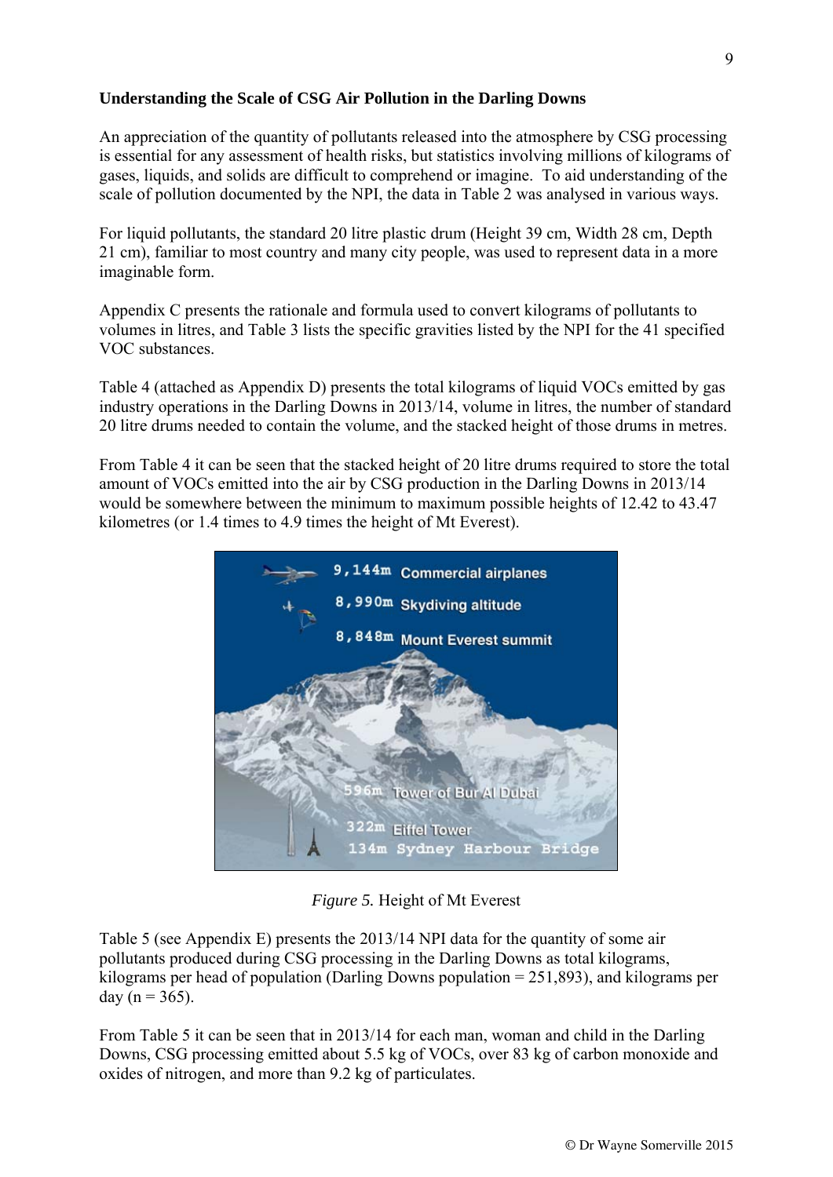**Understanding the Scale of CSG Air Pollution in the Darling Downs**

An appreciation of the quantity of pollutants released into the atmosphere by CSG processing is essential for any assessment of health risks, but statistics involving millions of kilograms of gases, liquids, and solids are difficult to comprehend or imagine. To aid understanding of the scale of pollution documented by the NPI, the data in Table 2 was analysed in various ways.

For liquid pollutants, the standard 20 litre plastic drum (Height 39 cm, Width 28 cm, Depth 21 cm), familiar to most country and many city people, was used to represent data in a more imaginable form.

Appendix C presents the rationale and formula used to convert kilograms of pollutants to volumes in litres, and Table 3 lists the specific gravities listed by the NPI for the 41 specified VOC substances.

Table 4 (attached as Appendix D) presents the total kilograms of liquid VOCs emitted by gas industry operations in the Darling Downs in 2013/14, volume in litres, the number of standard 20 litre drums needed to contain the volume, and the stacked height of those drums in metres.

From Table 4 it can be seen that the stacked height of 20 litre drums required to store the total amount of VOCs emitted into the air by CSG production in the Darling Downs in 2013/14 would be somewhere between the minimum to maximum possible heights of 12.42 to 43.47 kilometres (or 1.4 times to 4.9 times the height of Mt Everest).

*Figure 5.* Height of Mt Everest

Table 5 (see Appendix E) presents the 2013/14 NPI data for the quantity of some air pollutants produced during CSG processing in the Darling Downs as total kilograms, kilograms per head of population (Darling Downs population = 251,893), and kilograms per day (n = 365).

From Table 5 it can be seen that in 2013/14 for each man, woman and child in the Darling Downs, CSG processing emitted about 5.5 kg of VOCs, over 83 kg of carbon monoxide and oxides of nitrogen, and more than 9.2 kg of particulates.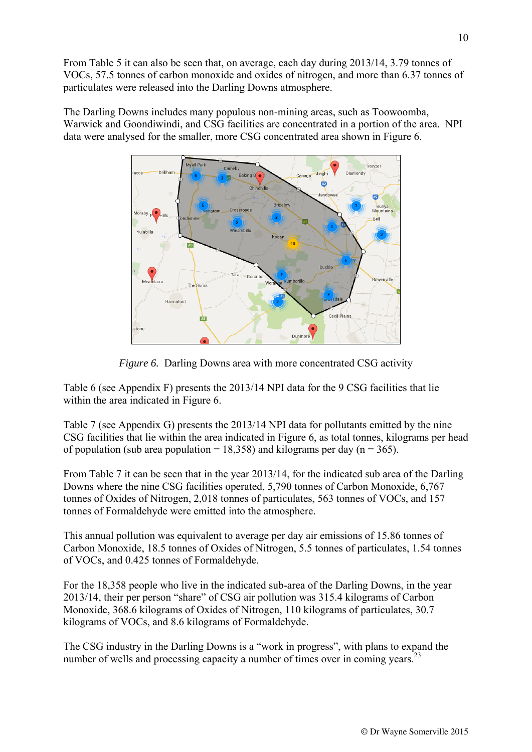From Table 5 it can also be seen that, on average, each day during 2013/14, 3.79 tonnes of VOCs, 57.5 tonnes of carbon monoxide and oxides of nitrogen, and more than 6.37 tonnes of particulates were released into the Darling Downs atmosphere.

The Darling Downs includes many populous non-mining areas, such as Toowoomba, Warwick and Goondiwindi, and CSG facilities are concentrated in a portion of the area. NPI data were analysed for the smaller, more CSG concentrated area shown in Figure 6.

*Figure 6.* Darling Downs area with more concentrated CSG activity

Table 6 (see Appendix F) presents the 2013/14 NPI data for the 9 CSG facilities that lie within the area indicated in Figure 6.

Table 7 (see Appendix G) presents the 2013/14 NPI data for pollutants emitted by the nine CSG facilities that lie within the area indicated in Figure 6, as total tonnes, kilograms per head of population (sub area population = 18,358) and kilograms per day (n = 365).

From Table 7 it can be seen that in the year 2013/14, for the indicated sub area of the Darling Downs where the nine CSG facilities operated, 5,790 tonnes of Carbon Monoxide, 6,767 tonnes of Oxides of Nitrogen, 2,018 tonnes of particulates, 563 tonnes of VOCs, and 157 tonnes of Formaldehyde were emitted into the atmosphere.

This annual pollution was equivalent to average per day air emissions of 15.86 tonnes of Carbon Monoxide, 18.5 tonnes of Oxides of Nitrogen, 5.5 tonnes of particulates, 1.54 tonnes of VOCs, and 0.425 tonnes of Formaldehyde.

For the 18,358 people who live in the indicated sub-area of the Darling Downs, in the year 2013/14, their per person "share" of CSG air pollution was 315.4 kilograms of Carbon Monoxide, 368.6 kilograms of Oxides of Nitrogen, 110 kilograms of particulates, 30.7 kilograms of VOCs, and 8.6 kilograms of Formaldehyde.

The CSG industry in the Darling Downs is a "work in progress", with plans to expand the number of wells and processing capacity a number of times over in coming years.[23]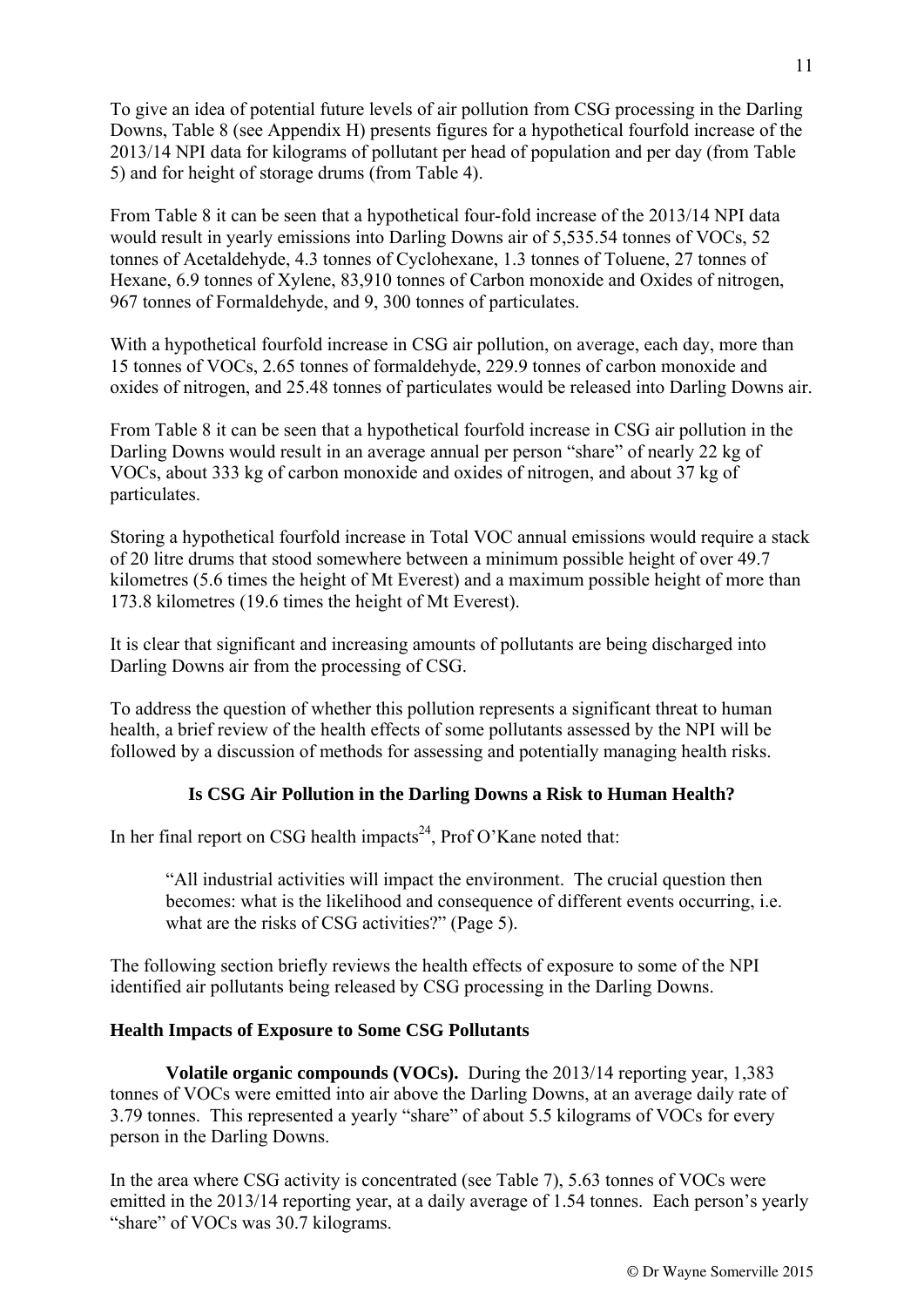To give an idea of potential future levels of air pollution from CSG processing in the Darling Downs, Table 8 (see Appendix H) presents figures for a hypothetical fourfold increase of the 2013/14 NPI data for kilograms of pollutant per head of population and per day (from Table 5) and for height of storage drums (from Table 4).

From Table 8 it can be seen that a hypothetical four-fold increase of the 2013/14 NPI data would result in yearly emissions into Darling Downs air of 5,535.54 tonnes of VOCs, 52 tonnes of Acetaldehyde, 4.3 tonnes of Cyclohexane, 1.3 tonnes of Toluene, 27 tonnes of Hexane, 6.9 tonnes of Xylene, 83,910 tonnes of Carbon monoxide and Oxides of nitrogen, 967 tonnes of Formaldehyde, and 9, 300 tonnes of particulates.

With a hypothetical fourfold increase in CSG air pollution, on average, each day, more than 15 tonnes of VOCs, 2.65 tonnes of formaldehyde, 229.9 tonnes of carbon monoxide and oxides of nitrogen, and 25.48 tonnes of particulates would be released into Darling Downs air.

From Table 8 it can be seen that a hypothetical fourfold increase in CSG air pollution in the Darling Downs would result in an average annual per person "share" of nearly 22 kg of VOCs, about 333 kg of carbon monoxide and oxides of nitrogen, and about 37 kg of particulates.

Storing a hypothetical fourfold increase in Total VOC annual emissions would require a stack of 20 litre drums that stood somewhere between a minimum possible height of over 49.7 kilometres (5.6 times the height of Mt Everest) and a maximum possible height of more than 173.8 kilometres (19.6 times the height of Mt Everest).

It is clear that significant and increasing amounts of pollutants are being discharged into Darling Downs air from the processing of CSG.

To address the question of whether this pollution represents a significant threat to human health, a brief review of the health effects of some pollutants assessed by the NPI will be followed by a discussion of methods for assessing and potentially managing health risks.

## Is CSG Air Pollution in the Darling Downs a Risk to Human Health?

In her final report on CSG health impacts[24], Prof O'Kane noted that:

> "All industrial activities will impact the environment. The crucial question then becomes: what is the likelihood and consequence of different events occurring, i.e. what are the risks of CSG activities?" (Page 5).

The following section briefly reviews the health effects of exposure to some of the NPI identified air pollutants being released by CSG processing in the Darling Downs.

### Health Impacts of Exposure to Some CSG Pollutants

**Volatile organic compounds (VOCs).** During the 2013/14 reporting year, 1,383 tonnes of VOCs were emitted into air above the Darling Downs, at an average daily rate of 3.79 tonnes. This represented a yearly "share" of about 5.5 kilograms of VOCs for every person in the Darling Downs.

In the area where CSG activity is concentrated (see Table 7), 5.63 tonnes of VOCs were emitted in the 2013/14 reporting year, at a daily average of 1.54 tonnes. Each person's yearly "share" of VOCs was 30.7 kilograms.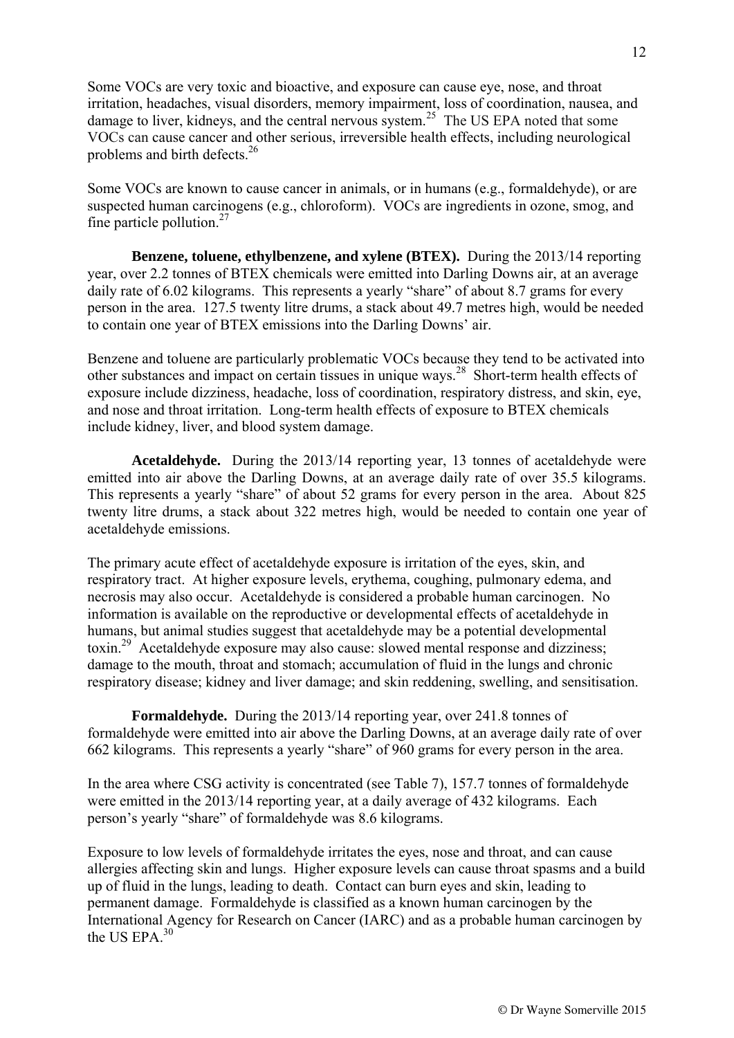Some VOCs are very toxic and bioactive, and exposure can cause eye, nose, and throat irritation, headaches, visual disorders, memory impairment, loss of coordination, nausea, and damage to liver, kidneys, and the central nervous system.[25] The US EPA noted that some VOCs can cause cancer and other serious, irreversible health effects, including neurological problems and birth defects.[26]

Some VOCs are known to cause cancer in animals, or in humans (e.g., formaldehyde), or are suspected human carcinogens (e.g., chloroform). VOCs are ingredients in ozone, smog, and fine particle pollution.[27]

**Benzene, toluene, ethylbenzene, and xylene (BTEX).** During the 2013/14 reporting year, over 2.2 tonnes of BTEX chemicals were emitted into Darling Downs air, at an average daily rate of 6.02 kilograms. This represents a yearly "share" of about 8.7 grams for every person in the area. 127.5 twenty litre drums, a stack about 49.7 metres high, would be needed to contain one year of BTEX emissions into the Darling Downs' air.

Benzene and toluene are particularly problematic VOCs because they tend to be activated into other substances and impact on certain tissues in unique ways.[28] Short-term health effects of exposure include dizziness, headache, loss of coordination, respiratory distress, and skin, eye, and nose and throat irritation. Long-term health effects of exposure to BTEX chemicals include kidney, liver, and blood system damage.

**Acetaldehyde.** During the 2013/14 reporting year, 13 tonnes of acetaldehyde were emitted into air above the Darling Downs, at an average daily rate of over 35.5 kilograms. This represents a yearly "share" of about 52 grams for every person in the area. About 825 twenty litre drums, a stack about 322 metres high, would be needed to contain one year of acetaldehyde emissions.

The primary acute effect of acetaldehyde exposure is irritation of the eyes, skin, and respiratory tract. At higher exposure levels, erythema, coughing, pulmonary edema, and necrosis may also occur. Acetaldehyde is considered a probable human carcinogen. No information is available on the reproductive or developmental effects of acetaldehyde in humans, but animal studies suggest that acetaldehyde may be a potential developmental toxin.[29] Acetaldehyde exposure may also cause: slowed mental response and dizziness; damage to the mouth, throat and stomach; accumulation of fluid in the lungs and chronic respiratory disease; kidney and liver damage; and skin reddening, swelling, and sensitisation.

**Formaldehyde.** During the 2013/14 reporting year, over 241.8 tonnes of formaldehyde were emitted into air above the Darling Downs, at an average daily rate of over 662 kilograms. This represents a yearly "share" of 960 grams for every person in the area.

In the area where CSG activity is concentrated (see Table 7), 157.7 tonnes of formaldehyde were emitted in the 2013/14 reporting year, at a daily average of 432 kilograms. Each person's yearly "share" of formaldehyde was 8.6 kilograms.

Exposure to low levels of formaldehyde irritates the eyes, nose and throat, and can cause allergies affecting skin and lungs. Higher exposure levels can cause throat spasms and a build up of fluid in the lungs, leading to death. Contact can burn eyes and skin, leading to permanent damage. Formaldehyde is classified as a known human carcinogen by the International Agency for Research on Cancer (IARC) and as a probable human carcinogen by the US EPA.[30]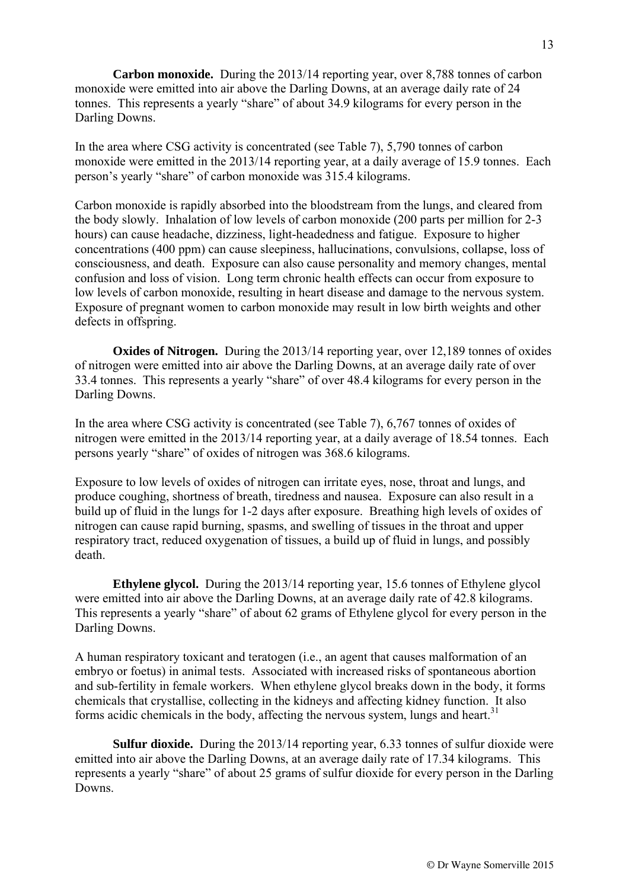**Carbon monoxide.** During the 2013/14 reporting year, over 8,788 tonnes of carbon monoxide were emitted into air above the Darling Downs, at an average daily rate of 24 tonnes. This represents a yearly "share" of about 34.9 kilograms for every person in the Darling Downs.

In the area where CSG activity is concentrated (see Table 7), 5,790 tonnes of carbon monoxide were emitted in the 2013/14 reporting year, at a daily average of 15.9 tonnes. Each person's yearly "share" of carbon monoxide was 315.4 kilograms.

Carbon monoxide is rapidly absorbed into the bloodstream from the lungs, and cleared from the body slowly. Inhalation of low levels of carbon monoxide (200 parts per million for 2-3 hours) can cause headache, dizziness, light-headedness and fatigue. Exposure to higher concentrations (400 ppm) can cause sleepiness, hallucinations, convulsions, collapse, loss of consciousness, and death. Exposure can also cause personality and memory changes, mental confusion and loss of vision. Long term chronic health effects can occur from exposure to low levels of carbon monoxide, resulting in heart disease and damage to the nervous system. Exposure of pregnant women to carbon monoxide may result in low birth weights and other defects in offspring.

**Oxides of Nitrogen.** During the 2013/14 reporting year, over 12,189 tonnes of oxides of nitrogen were emitted into air above the Darling Downs, at an average daily rate of over 33.4 tonnes. This represents a yearly "share" of over 48.4 kilograms for every person in the Darling Downs.

In the area where CSG activity is concentrated (see Table 7), 6,767 tonnes of oxides of nitrogen were emitted in the 2013/14 reporting year, at a daily average of 18.54 tonnes. Each persons yearly "share" of oxides of nitrogen was 368.6 kilograms.

Exposure to low levels of oxides of nitrogen can irritate eyes, nose, throat and lungs, and produce coughing, shortness of breath, tiredness and nausea. Exposure can also result in a build up of fluid in the lungs for 1-2 days after exposure. Breathing high levels of oxides of nitrogen can cause rapid burning, spasms, and swelling of tissues in the throat and upper respiratory tract, reduced oxygenation of tissues, a build up of fluid in lungs, and possibly death.

**Ethylene glycol.** During the 2013/14 reporting year, 15.6 tonnes of Ethylene glycol were emitted into air above the Darling Downs, at an average daily rate of 42.8 kilograms. This represents a yearly "share" of about 62 grams of Ethylene glycol for every person in the Darling Downs.

A human respiratory toxicant and teratogen (i.e., an agent that causes malformation of an embryo or foetus) in animal tests. Associated with increased risks of spontaneous abortion and sub-fertility in female workers. When ethylene glycol breaks down in the body, it forms chemicals that crystallise, collecting in the kidneys and affecting kidney function. It also forms acidic chemicals in the body, affecting the nervous system, lungs and heart.[31]

**Sulfur dioxide.** During the 2013/14 reporting year, 6.33 tonnes of sulfur dioxide were emitted into air above the Darling Downs, at an average daily rate of 17.34 kilograms. This represents a yearly "share" of about 25 grams of sulfur dioxide for every person in the Darling Downs.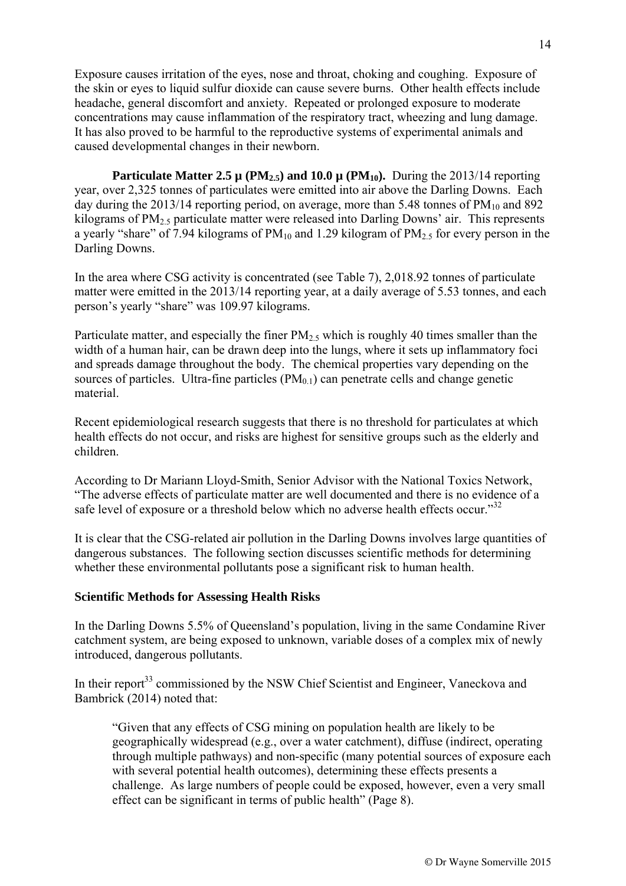Exposure causes irritation of the eyes, nose and throat, choking and coughing. Exposure of the skin or eyes to liquid sulfur dioxide can cause severe burns. Other health effects include headache, general discomfort and anxiety. Repeated or prolonged exposure to moderate concentrations may cause inflammation of the respiratory tract, wheezing and lung damage. It has also proved to be harmful to the reproductive systems of experimental animals and caused developmental changes in their newborn.

**Particulate Matter 2.5 μ ($PM_{2.5}$) and 10.0 μ ($PM_{10}$).** During the 2013/14 reporting year, over 2,325 tonnes of particulates were emitted into air above the Darling Downs. Each day during the 2013/14 reporting period, on average, more than 5.48 tonnes of $PM_{10}$ and 892 kilograms of $PM_{2.5}$ particulate matter were released into Darling Downs' air. This represents a yearly "share" of 7.94 kilograms of $PM_{10}$ and 1.29 kilogram of $PM_{2.5}$ for every person in the Darling Downs.

In the area where CSG activity is concentrated (see Table 7), 2,018.92 tonnes of particulate matter were emitted in the 2013/14 reporting year, at a daily average of 5.53 tonnes, and each person's yearly "share" was 109.97 kilograms.

Particulate matter, and especially the finer $PM_{2.5}$ which is roughly 40 times smaller than the width of a human hair, can be drawn deep into the lungs, where it sets up inflammatory foci and spreads damage throughout the body. The chemical properties vary depending on the sources of particles. Ultra-fine particles ($PM_{0.1}$) can penetrate cells and change genetic material.

Recent epidemiological research suggests that there is no threshold for particulates at which health effects do not occur, and risks are highest for sensitive groups such as the elderly and children.

According to Dr Mariann Lloyd-Smith, Senior Advisor with the National Toxics Network, "The adverse effects of particulate matter are well documented and there is no evidence of a safe level of exposure or a threshold below which no adverse health effects occur."[32]

It is clear that the CSG-related air pollution in the Darling Downs involves large quantities of dangerous substances. The following section discusses scientific methods for determining whether these environmental pollutants pose a significant risk to human health.

### Scientific Methods for Assessing Health Risks

In the Darling Downs 5.5% of Queensland's population, living in the same Condamine River catchment system, are being exposed to unknown, variable doses of a complex mix of newly introduced, dangerous pollutants.

In their report[33] commissioned by the NSW Chief Scientist and Engineer, Vaneckova and Bambrick (2014) noted that:

> "Given that any effects of CSG mining on population health are likely to be geographically widespread (e.g., over a water catchment), diffuse (indirect, operating through multiple pathways) and non-specific (many potential sources of exposure each with several potential health outcomes), determining these effects presents a challenge. As large numbers of people could be exposed, however, even a very small effect can be significant in terms of public health" (Page 8).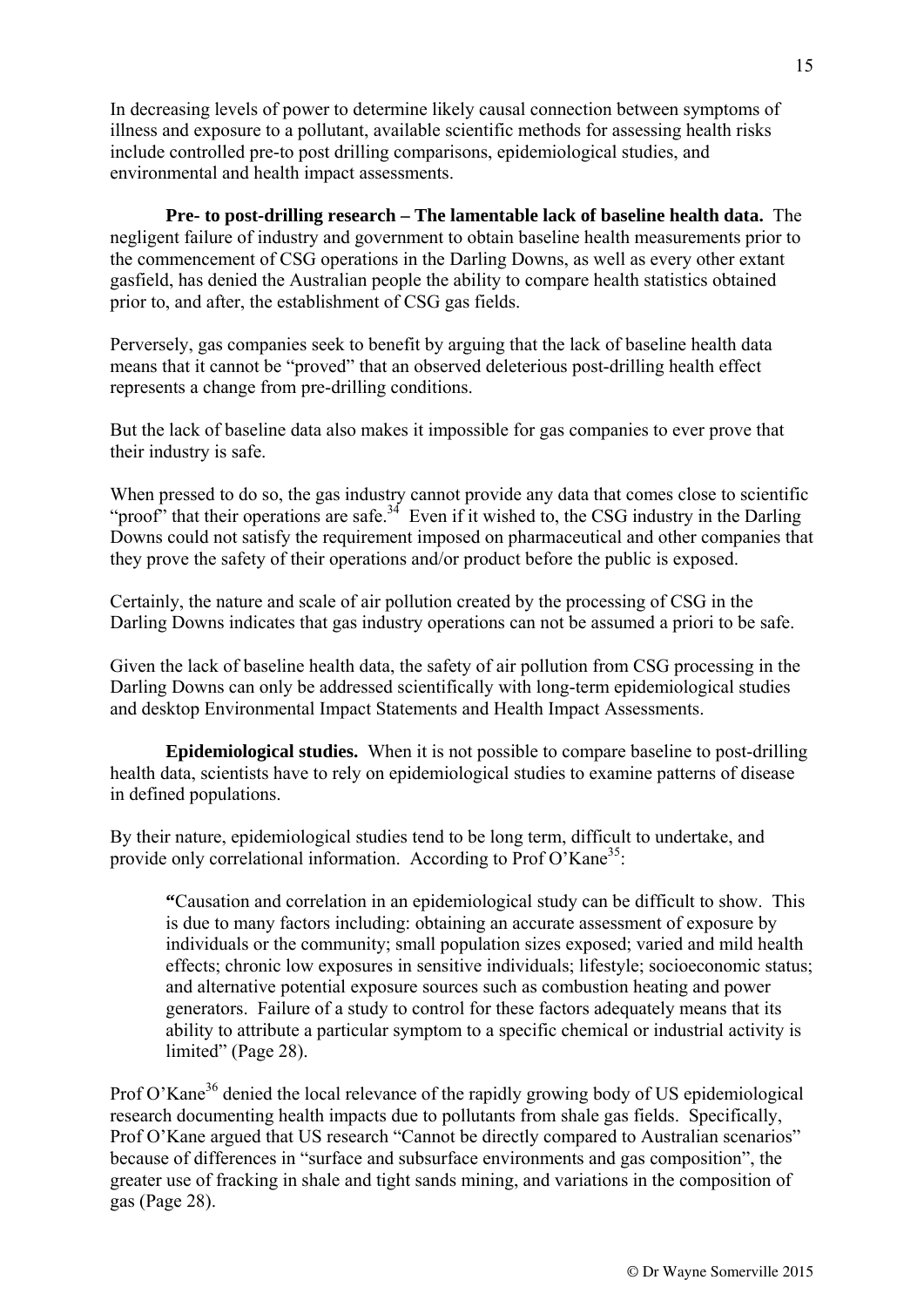In decreasing levels of power to determine likely causal connection between symptoms of illness and exposure to a pollutant, available scientific methods for assessing health risks include controlled pre-to post drilling comparisons, epidemiological studies, and environmental and health impact assessments.

**Pre- to post-drilling research – The lamentable lack of baseline health data.** The negligent failure of industry and government to obtain baseline health measurements prior to the commencement of CSG operations in the Darling Downs, as well as every other extant gasfield, has denied the Australian people the ability to compare health statistics obtained prior to, and after, the establishment of CSG gas fields.

Perversely, gas companies seek to benefit by arguing that the lack of baseline health data means that it cannot be "proved" that an observed deleterious post-drilling health effect represents a change from pre-drilling conditions.

But the lack of baseline data also makes it impossible for gas companies to ever prove that their industry is safe.

When pressed to do so, the gas industry cannot provide any data that comes close to scientific "proof" that their operations are safe.[34] Even if it wished to, the CSG industry in the Darling Downs could not satisfy the requirement imposed on pharmaceutical and other companies that they prove the safety of their operations and/or product before the public is exposed.

Certainly, the nature and scale of air pollution created by the processing of CSG in the Darling Downs indicates that gas industry operations can not be assumed a priori to be safe.

Given the lack of baseline health data, the safety of air pollution from CSG processing in the Darling Downs can only be addressed scientifically with long-term epidemiological studies and desktop Environmental Impact Statements and Health Impact Assessments.

**Epidemiological studies.** When it is not possible to compare baseline to post-drilling health data, scientists have to rely on epidemiological studies to examine patterns of disease in defined populations.

By their nature, epidemiological studies tend to be long term, difficult to undertake, and provide only correlational information. According to Prof O'Kane[35]:

> **"**Causation and correlation in an epidemiological study can be difficult to show. This is due to many factors including: obtaining an accurate assessment of exposure by individuals or the community; small population sizes exposed; varied and mild health effects; chronic low exposures in sensitive individuals; lifestyle; socioeconomic status; and alternative potential exposure sources such as combustion heating and power generators. Failure of a study to control for these factors adequately means that its ability to attribute a particular symptom to a specific chemical or industrial activity is limited" (Page 28).

Prof O'Kane[36] denied the local relevance of the rapidly growing body of US epidemiological research documenting health impacts due to pollutants from shale gas fields. Specifically, Prof O'Kane argued that US research "Cannot be directly compared to Australian scenarios" because of differences in "surface and subsurface environments and gas composition", the greater use of fracking in shale and tight sands mining, and variations in the composition of gas (Page 28).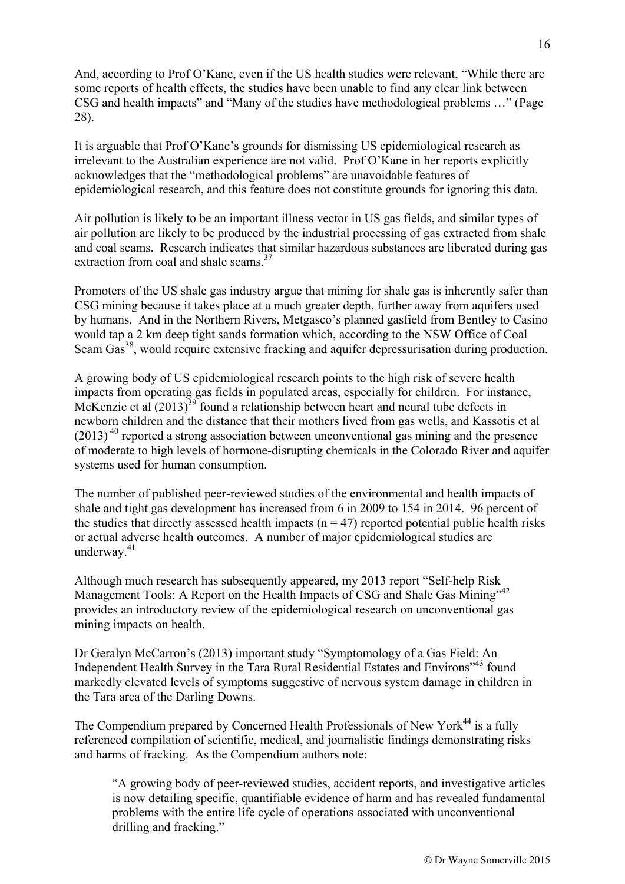And, according to Prof O'Kane, even if the US health studies were relevant, "While there are some reports of health effects, the studies have been unable to find any clear link between CSG and health impacts" and "Many of the studies have methodological problems …" (Page 28).

It is arguable that Prof O'Kane's grounds for dismissing US epidemiological research as irrelevant to the Australian experience are not valid. Prof O'Kane in her reports explicitly acknowledges that the "methodological problems" are unavoidable features of epidemiological research, and this feature does not constitute grounds for ignoring this data.

Air pollution is likely to be an important illness vector in US gas fields, and similar types of air pollution are likely to be produced by the industrial processing of gas extracted from shale and coal seams. Research indicates that similar hazardous substances are liberated during gas extraction from coal and shale seams.[37]

Promoters of the US shale gas industry argue that mining for shale gas is inherently safer than CSG mining because it takes place at a much greater depth, further away from aquifers used by humans. And in the Northern Rivers, Metgasco's planned gasfield from Bentley to Casino would tap a 2 km deep tight sands formation which, according to the NSW Office of Coal Seam Gas[38], would require extensive fracking and aquifer depressurisation during production.

A growing body of US epidemiological research points to the high risk of severe health impacts from operating gas fields in populated areas, especially for children. For instance, McKenzie et al (2013)[39] found a relationship between heart and neural tube defects in newborn children and the distance that their mothers lived from gas wells, and Kassotis et al (2013)[40] reported a strong association between unconventional gas mining and the presence of moderate to high levels of hormone-disrupting chemicals in the Colorado River and aquifer systems used for human consumption.

The number of published peer-reviewed studies of the environmental and health impacts of shale and tight gas development has increased from 6 in 2009 to 154 in 2014. 96 percent of the studies that directly assessed health impacts ($n = 47$) reported potential public health risks or actual adverse health outcomes. A number of major epidemiological studies are underway.[41]

Although much research has subsequently appeared, my 2013 report "Self-help Risk Management Tools: A Report on the Health Impacts of CSG and Shale Gas Mining"[42] provides an introductory review of the epidemiological research on unconventional gas mining impacts on health.

Dr Geralyn McCarron's (2013) important study "Symptomology of a Gas Field: An Independent Health Survey in the Tara Rural Residential Estates and Environs"[43] found markedly elevated levels of symptoms suggestive of nervous system damage in children in the Tara area of the Darling Downs.

The Compendium prepared by Concerned Health Professionals of New York[44] is a fully referenced compilation of scientific, medical, and journalistic findings demonstrating risks and harms of fracking. As the Compendium authors note:

> "A growing body of peer-reviewed studies, accident reports, and investigative articles is now detailing specific, quantifiable evidence of harm and has revealed fundamental problems with the entire life cycle of operations associated with unconventional drilling and fracking."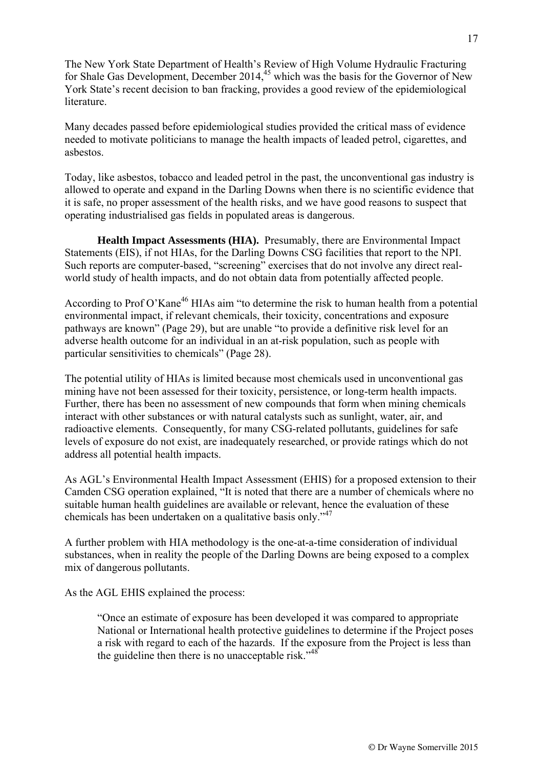The New York State Department of Health's Review of High Volume Hydraulic Fracturing for Shale Gas Development, December 2014,[45] which was the basis for the Governor of New York State's recent decision to ban fracking, provides a good review of the epidemiological literature.

Many decades passed before epidemiological studies provided the critical mass of evidence needed to motivate politicians to manage the health impacts of leaded petrol, cigarettes, and asbestos.

Today, like asbestos, tobacco and leaded petrol in the past, the unconventional gas industry is allowed to operate and expand in the Darling Downs when there is no scientific evidence that it is safe, no proper assessment of the health risks, and we have good reasons to suspect that operating industrialised gas fields in populated areas is dangerous.

**Health Impact Assessments (HIA).** Presumably, there are Environmental Impact Statements (EIS), if not HIAs, for the Darling Downs CSG facilities that report to the NPI. Such reports are computer-based, "screening" exercises that do not involve any direct real-world study of health impacts, and do not obtain data from potentially affected people.

According to Prof O'Kane[46] HIAs aim "to determine the risk to human health from a potential environmental impact, if relevant chemicals, their toxicity, concentrations and exposure pathways are known" (Page 29), but are unable "to provide a definitive risk level for an adverse health outcome for an individual in an at-risk population, such as people with particular sensitivities to chemicals" (Page 28).

The potential utility of HIAs is limited because most chemicals used in unconventional gas mining have not been assessed for their toxicity, persistence, or long-term health impacts. Further, there has been no assessment of new compounds that form when mining chemicals interact with other substances or with natural catalysts such as sunlight, water, air, and radioactive elements. Consequently, for many CSG-related pollutants, guidelines for safe levels of exposure do not exist, are inadequately researched, or provide ratings which do not address all potential health impacts.

As AGL's Environmental Health Impact Assessment (EHIS) for a proposed extension to their Camden CSG operation explained, "It is noted that there are a number of chemicals where no suitable human health guidelines are available or relevant, hence the evaluation of these chemicals has been undertaken on a qualitative basis only."[47]

A further problem with HIA methodology is the one-at-a-time consideration of individual substances, when in reality the people of the Darling Downs are being exposed to a complex mix of dangerous pollutants.

As the AGL EHIS explained the process:

> "Once an estimate of exposure has been developed it was compared to appropriate National or International health protective guidelines to determine if the Project poses a risk with regard to each of the hazards. If the exposure from the Project is less than the guideline then there is no unacceptable risk."[48]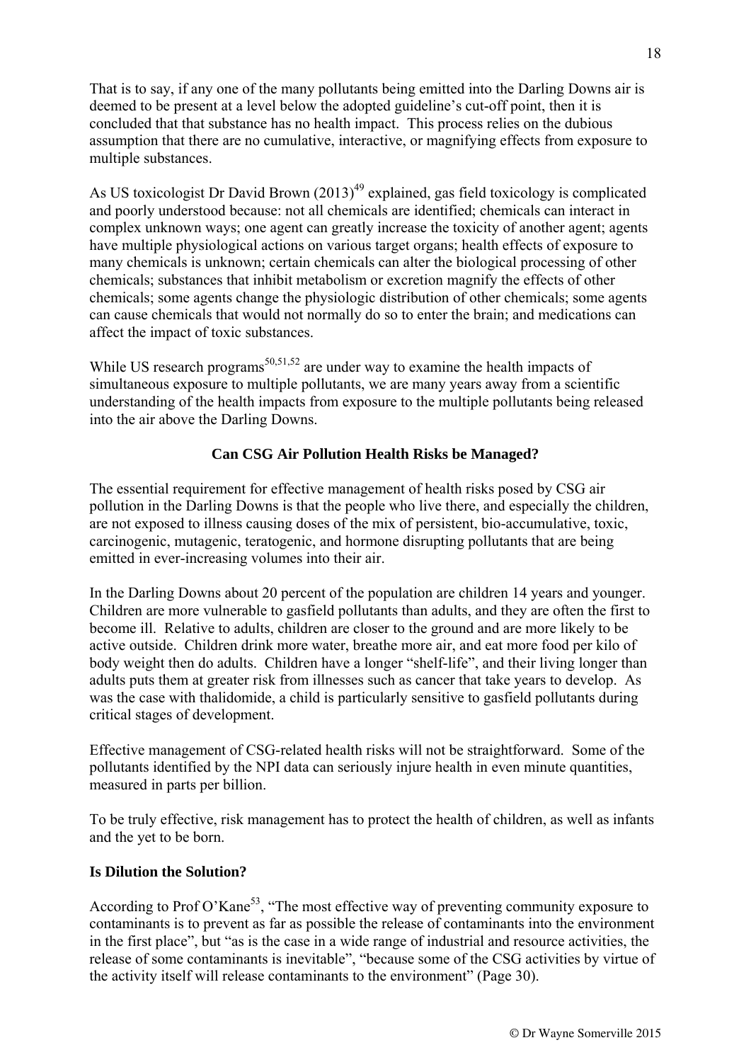That is to say, if any one of the many pollutants being emitted into the Darling Downs air is deemed to be present at a level below the adopted guideline's cut-off point, then it is concluded that that substance has no health impact. This process relies on the dubious assumption that there are no cumulative, interactive, or magnifying effects from exposure to multiple substances.

As US toxicologist Dr David Brown (2013)[49] explained, gas field toxicology is complicated and poorly understood because: not all chemicals are identified; chemicals can interact in complex unknown ways; one agent can greatly increase the toxicity of another agent; agents have multiple physiological actions on various target organs; health effects of exposure to many chemicals is unknown; certain chemicals can alter the biological processing of other chemicals; substances that inhibit metabolism or excretion magnify the effects of other chemicals; some agents change the physiologic distribution of other chemicals; some agents can cause chemicals that would not normally do so to enter the brain; and medications can affect the impact of toxic substances.

While US research programs[50,51,52] are under way to examine the health impacts of simultaneous exposure to multiple pollutants, we are many years away from a scientific understanding of the health impacts from exposure to the multiple pollutants being released into the air above the Darling Downs.

## Can CSG Air Pollution Health Risks be Managed?

The essential requirement for effective management of health risks posed by CSG air pollution in the Darling Downs is that the people who live there, and especially the children, are not exposed to illness causing doses of the mix of persistent, bio-accumulative, toxic, carcinogenic, mutagenic, teratogenic, and hormone disrupting pollutants that are being emitted in ever-increasing volumes into their air.

In the Darling Downs about 20 percent of the population are children 14 years and younger. Children are more vulnerable to gasfield pollutants than adults, and they are often the first to become ill. Relative to adults, children are closer to the ground and are more likely to be active outside. Children drink more water, breathe more air, and eat more food per kilo of body weight then do adults. Children have a longer "shelf-life", and their living longer than adults puts them at greater risk from illnesses such as cancer that take years to develop. As was the case with thalidomide, a child is particularly sensitive to gasfield pollutants during critical stages of development.

Effective management of CSG-related health risks will not be straightforward. Some of the pollutants identified by the NPI data can seriously injure health in even minute quantities, measured in parts per billion.

To be truly effective, risk management has to protect the health of children, as well as infants and the yet to be born.

### Is Dilution the Solution?

According to Prof O'Kane[53], "The most effective way of preventing community exposure to contaminants is to prevent as far as possible the release of contaminants into the environment in the first place", but "as is the case in a wide range of industrial and resource activities, the release of some contaminants is inevitable", "because some of the CSG activities by virtue of the activity itself will release contaminants to the environment" (Page 30).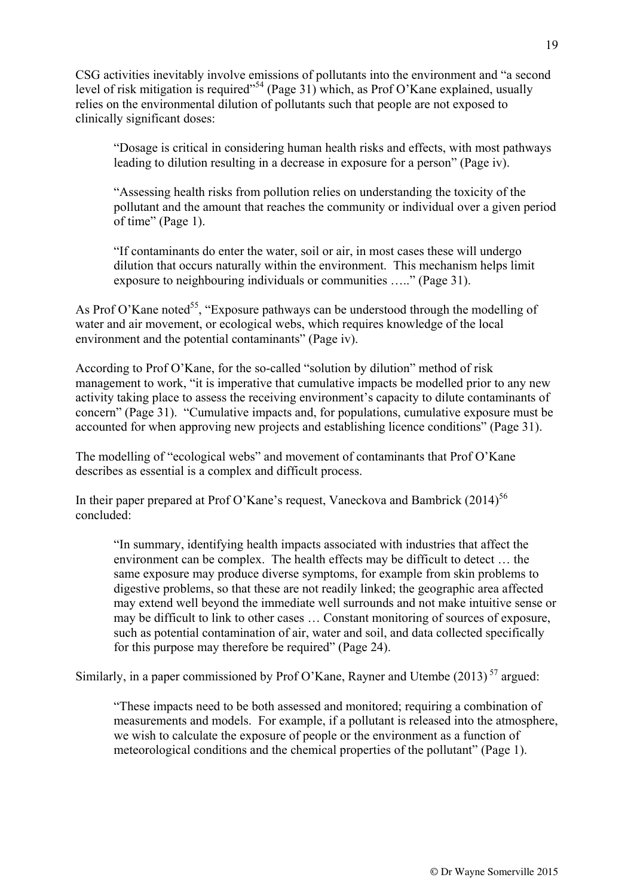CSG activities inevitably involve emissions of pollutants into the environment and "a second level of risk mitigation is required"[54] (Page 31) which, as Prof O'Kane explained, usually relies on the environmental dilution of pollutants such that people are not exposed to clinically significant doses:

> "Dosage is critical in considering human health risks and effects, with most pathways leading to dilution resulting in a decrease in exposure for a person" (Page iv).
>
> "Assessing health risks from pollution relies on understanding the toxicity of the pollutant and the amount that reaches the community or individual over a given period of time" (Page 1).
>
> "If contaminants do enter the water, soil or air, in most cases these will undergo dilution that occurs naturally within the environment. This mechanism helps limit exposure to neighbouring individuals or communities ….." (Page 31).

As Prof O'Kane noted[55], "Exposure pathways can be understood through the modelling of water and air movement, or ecological webs, which requires knowledge of the local environment and the potential contaminants" (Page iv).

According to Prof O'Kane, for the so-called "solution by dilution" method of risk management to work, "it is imperative that cumulative impacts be modelled prior to any new activity taking place to assess the receiving environment's capacity to dilute contaminants of concern" (Page 31). "Cumulative impacts and, for populations, cumulative exposure must be accounted for when approving new projects and establishing licence conditions" (Page 31).

The modelling of "ecological webs" and movement of contaminants that Prof O'Kane describes as essential is a complex and difficult process.

In their paper prepared at Prof O'Kane's request, Vaneckova and Bambrick (2014)[56] concluded:

> "In summary, identifying health impacts associated with industries that affect the environment can be complex. The health effects may be difficult to detect … the same exposure may produce diverse symptoms, for example from skin problems to digestive problems, so that these are not readily linked; the geographic area affected may extend well beyond the immediate well surrounds and not make intuitive sense or may be difficult to link to other cases … Constant monitoring of sources of exposure, such as potential contamination of air, water and soil, and data collected specifically for this purpose may therefore be required" (Page 24).

Similarly, in a paper commissioned by Prof O'Kane, Rayner and Utembe (2013)[57] argued:

> "These impacts need to be both assessed and monitored; requiring a combination of measurements and models. For example, if a pollutant is released into the atmosphere, we wish to calculate the exposure of people or the environment as a function of meteorological conditions and the chemical properties of the pollutant" (Page 1).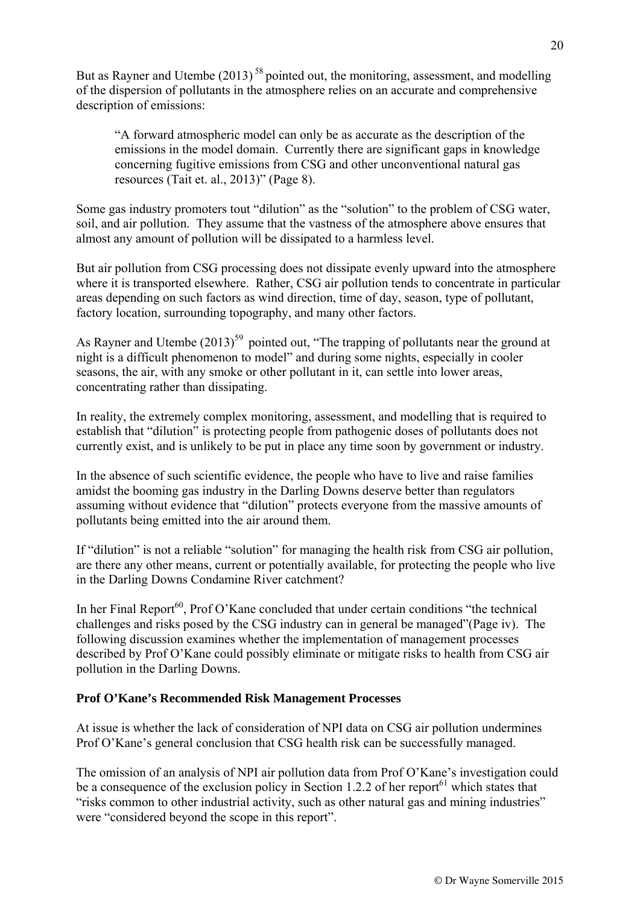But as Rayner and Utembe (2013) [58] pointed out, the monitoring, assessment, and modelling of the dispersion of pollutants in the atmosphere relies on an accurate and comprehensive description of emissions:

> "A forward atmospheric model can only be as accurate as the description of the emissions in the model domain. Currently there are significant gaps in knowledge concerning fugitive emissions from CSG and other unconventional natural gas resources (Tait et. al., 2013)" (Page 8).

Some gas industry promoters tout "dilution" as the "solution" to the problem of CSG water, soil, and air pollution. They assume that the vastness of the atmosphere above ensures that almost any amount of pollution will be dissipated to a harmless level.

But air pollution from CSG processing does not dissipate evenly upward into the atmosphere where it is transported elsewhere. Rather, CSG air pollution tends to concentrate in particular areas depending on such factors as wind direction, time of day, season, type of pollutant, factory location, surrounding topography, and many other factors.

As Rayner and Utembe (2013)[59] pointed out, "The trapping of pollutants near the ground at night is a difficult phenomenon to model" and during some nights, especially in cooler seasons, the air, with any smoke or other pollutant in it, can settle into lower areas, concentrating rather than dissipating.

In reality, the extremely complex monitoring, assessment, and modelling that is required to establish that "dilution" is protecting people from pathogenic doses of pollutants does not currently exist, and is unlikely to be put in place any time soon by government or industry.

In the absence of such scientific evidence, the people who have to live and raise families amidst the booming gas industry in the Darling Downs deserve better than regulators assuming without evidence that "dilution" protects everyone from the massive amounts of pollutants being emitted into the air around them.

If "dilution" is not a reliable "solution" for managing the health risk from CSG air pollution, are there any other means, current or potentially available, for protecting the people who live in the Darling Downs Condamine River catchment?

In her Final Report[60], Prof O'Kane concluded that under certain conditions "the technical challenges and risks posed by the CSG industry can in general be managed"(Page iv). The following discussion examines whether the implementation of management processes described by Prof O'Kane could possibly eliminate or mitigate risks to health from CSG air pollution in the Darling Downs.

**Prof O'Kane's Recommended Risk Management Processes**

At issue is whether the lack of consideration of NPI data on CSG air pollution undermines Prof O'Kane's general conclusion that CSG health risk can be successfully managed.

The omission of an analysis of NPI air pollution data from Prof O'Kane's investigation could be a consequence of the exclusion policy in Section 1.2.2 of her report[61] which states that "risks common to other industrial activity, such as other natural gas and mining industries" were "considered beyond the scope in this report".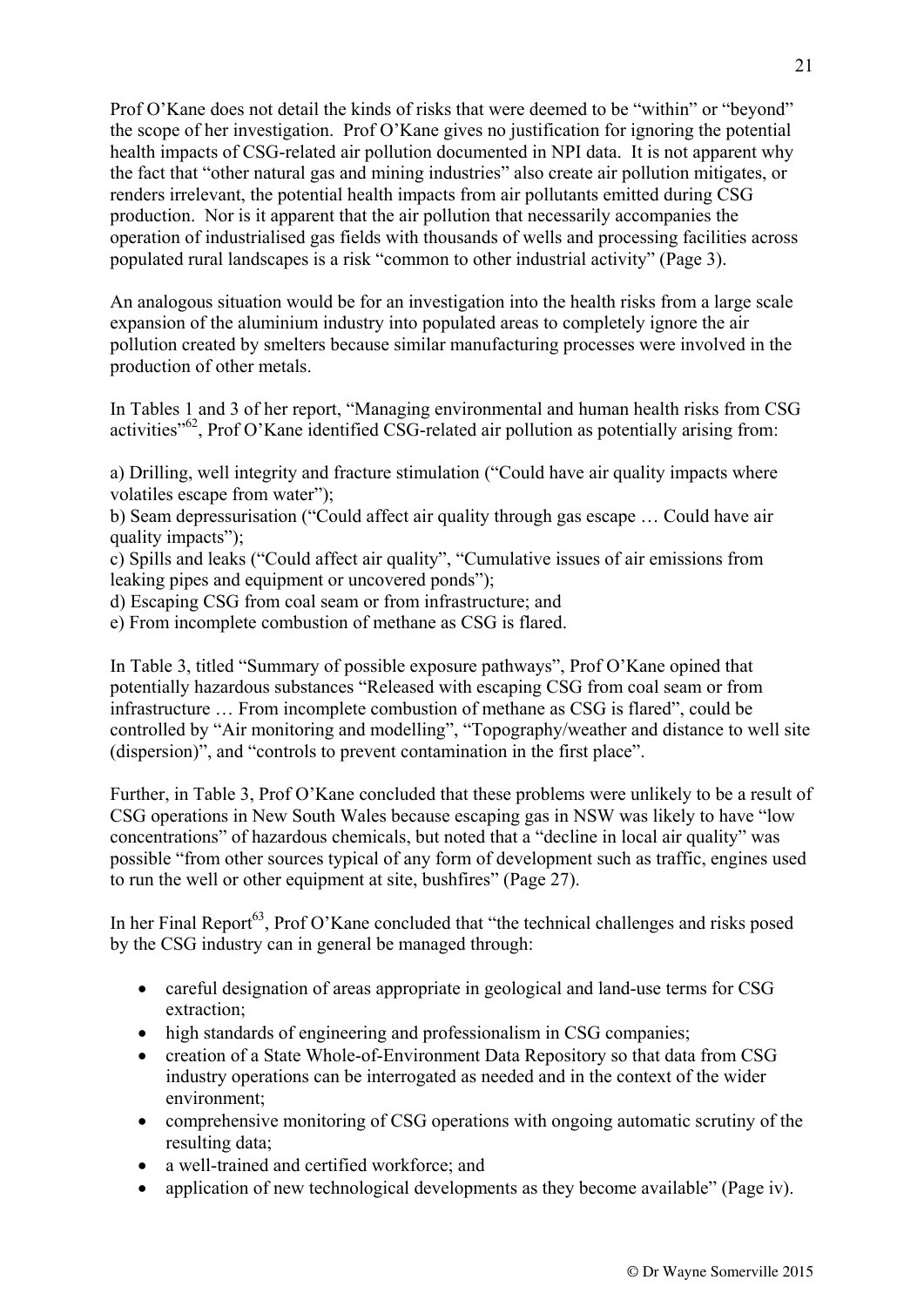Prof O'Kane does not detail the kinds of risks that were deemed to be "within" or "beyond" the scope of her investigation. Prof O'Kane gives no justification for ignoring the potential health impacts of CSG-related air pollution documented in NPI data. It is not apparent why the fact that "other natural gas and mining industries" also create air pollution mitigates, or renders irrelevant, the potential health impacts from air pollutants emitted during CSG production. Nor is it apparent that the air pollution that necessarily accompanies the operation of industrialised gas fields with thousands of wells and processing facilities across populated rural landscapes is a risk "common to other industrial activity" (Page 3).

An analogous situation would be for an investigation into the health risks from a large scale expansion of the aluminium industry into populated areas to completely ignore the air pollution created by smelters because similar manufacturing processes were involved in the production of other metals.

In Tables 1 and 3 of her report, "Managing environmental and human health risks from CSG activities"[62], Prof O'Kane identified CSG-related air pollution as potentially arising from:

a) Drilling, well integrity and fracture stimulation ("Could have air quality impacts where volatiles escape from water");
b) Seam depressurisation ("Could affect air quality through gas escape … Could have air quality impacts");
c) Spills and leaks ("Could affect air quality", "Cumulative issues of air emissions from leaking pipes and equipment or uncovered ponds");
d) Escaping CSG from coal seam or from infrastructure; and
e) From incomplete combustion of methane as CSG is flared.

In Table 3, titled "Summary of possible exposure pathways", Prof O'Kane opined that potentially hazardous substances "Released with escaping CSG from coal seam or from infrastructure … From incomplete combustion of methane as CSG is flared", could be controlled by "Air monitoring and modelling", "Topography/weather and distance to well site (dispersion)", and "controls to prevent contamination in the first place".

Further, in Table 3, Prof O'Kane concluded that these problems were unlikely to be a result of CSG operations in New South Wales because escaping gas in NSW was likely to have "low concentrations" of hazardous chemicals, but noted that a "decline in local air quality" was possible "from other sources typical of any form of development such as traffic, engines used to run the well or other equipment at site, bushfires" (Page 27).

In her Final Report[63], Prof O'Kane concluded that "the technical challenges and risks posed by the CSG industry can in general be managed through:

- careful designation of areas appropriate in geological and land-use terms for CSG extraction;
- high standards of engineering and professionalism in CSG companies;
- creation of a State Whole-of-Environment Data Repository so that data from CSG industry operations can be interrogated as needed and in the context of the wider environment;
- comprehensive monitoring of CSG operations with ongoing automatic scrutiny of the resulting data;
- a well-trained and certified workforce; and
- application of new technological developments as they become available" (Page iv).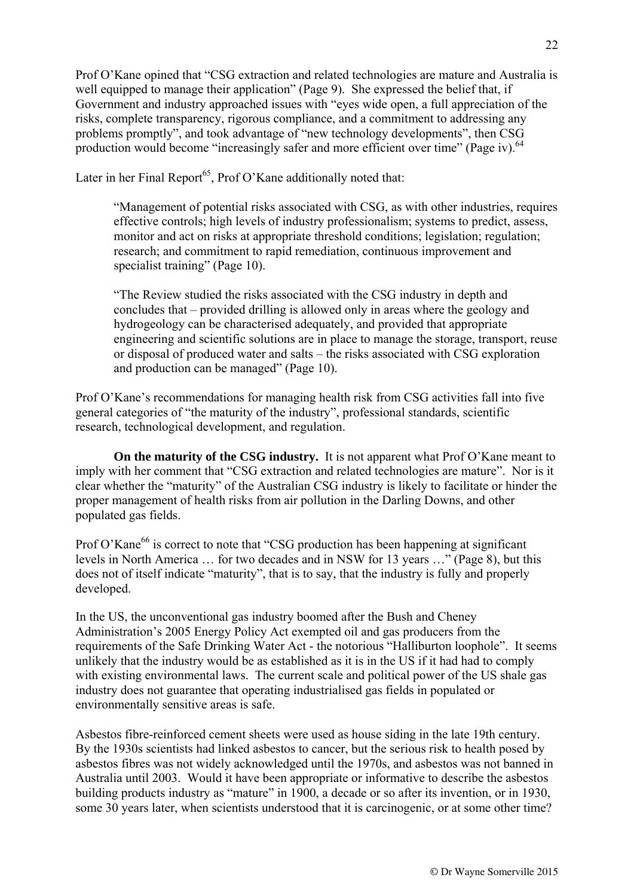Prof O'Kane opined that "CSG extraction and related technologies are mature and Australia is well equipped to manage their application" (Page 9). She expressed the belief that, if Government and industry approached issues with "eyes wide open, a full appreciation of the risks, complete transparency, rigorous compliance, and a commitment to addressing any problems promptly", and took advantage of "new technology developments", then CSG production would become "increasingly safer and more efficient over time" (Page iv).[64]

Later in her Final Report[65], Prof O'Kane additionally noted that:

> "Management of potential risks associated with CSG, as with other industries, requires effective controls; high levels of industry professionalism; systems to predict, assess, monitor and act on risks at appropriate threshold conditions; legislation; regulation; research; and commitment to rapid remediation, continuous improvement and specialist training" (Page 10).
>
> "The Review studied the risks associated with the CSG industry in depth and concludes that – provided drilling is allowed only in areas where the geology and hydrogeology can be characterised adequately, and provided that appropriate engineering and scientific solutions are in place to manage the storage, transport, reuse or disposal of produced water and salts – the risks associated with CSG exploration and production can be managed" (Page 10).

Prof O'Kane's recommendations for managing health risk from CSG activities fall into five general categories of "the maturity of the industry", professional standards, scientific research, technological development, and regulation.

**On the maturity of the CSG industry.** It is not apparent what Prof O'Kane meant to imply with her comment that "CSG extraction and related technologies are mature". Nor is it clear whether the "maturity" of the Australian CSG industry is likely to facilitate or hinder the proper management of health risks from air pollution in the Darling Downs, and other populated gas fields.

Prof O'Kane[66] is correct to note that "CSG production has been happening at significant levels in North America … for two decades and in NSW for 13 years …" (Page 8), but this does not of itself indicate "maturity", that is to say, that the industry is fully and properly developed.

In the US, the unconventional gas industry boomed after the Bush and Cheney Administration's 2005 Energy Policy Act exempted oil and gas producers from the requirements of the Safe Drinking Water Act - the notorious "Halliburton loophole". It seems unlikely that the industry would be as established as it is in the US if it had had to comply with existing environmental laws. The current scale and political power of the US shale gas industry does not guarantee that operating industrialised gas fields in populated or environmentally sensitive areas is safe.

Asbestos fibre-reinforced cement sheets were used as house siding in the late 19th century. By the 1930s scientists had linked asbestos to cancer, but the serious risk to health posed by asbestos fibres was not widely acknowledged until the 1970s, and asbestos was not banned in Australia until 2003. Would it have been appropriate or informative to describe the asbestos building products industry as "mature" in 1900, a decade or so after its invention, or in 1930, some 30 years later, when scientists understood that it is carcinogenic, or at some other time?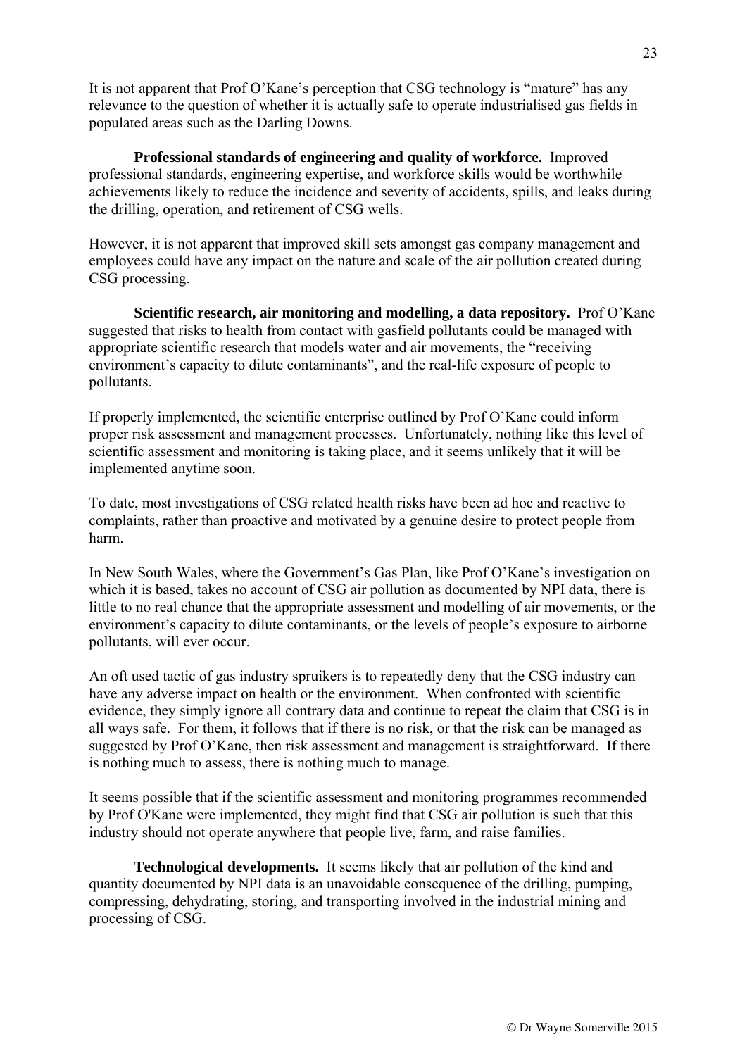It is not apparent that Prof O'Kane's perception that CSG technology is "mature" has any relevance to the question of whether it is actually safe to operate industrialised gas fields in populated areas such as the Darling Downs.

**Professional standards of engineering and quality of workforce.** Improved professional standards, engineering expertise, and workforce skills would be worthwhile achievements likely to reduce the incidence and severity of accidents, spills, and leaks during the drilling, operation, and retirement of CSG wells.

However, it is not apparent that improved skill sets amongst gas company management and employees could have any impact on the nature and scale of the air pollution created during CSG processing.

**Scientific research, air monitoring and modelling, a data repository.** Prof O'Kane suggested that risks to health from contact with gasfield pollutants could be managed with appropriate scientific research that models water and air movements, the "receiving environment's capacity to dilute contaminants", and the real-life exposure of people to pollutants.

If properly implemented, the scientific enterprise outlined by Prof O'Kane could inform proper risk assessment and management processes. Unfortunately, nothing like this level of scientific assessment and monitoring is taking place, and it seems unlikely that it will be implemented anytime soon.

To date, most investigations of CSG related health risks have been ad hoc and reactive to complaints, rather than proactive and motivated by a genuine desire to protect people from harm.

In New South Wales, where the Government's Gas Plan, like Prof O'Kane's investigation on which it is based, takes no account of CSG air pollution as documented by NPI data, there is little to no real chance that the appropriate assessment and modelling of air movements, or the environment's capacity to dilute contaminants, or the levels of people's exposure to airborne pollutants, will ever occur.

An oft used tactic of gas industry spruikers is to repeatedly deny that the CSG industry can have any adverse impact on health or the environment. When confronted with scientific evidence, they simply ignore all contrary data and continue to repeat the claim that CSG is in all ways safe. For them, it follows that if there is no risk, or that the risk can be managed as suggested by Prof O'Kane, then risk assessment and management is straightforward. If there is nothing much to assess, there is nothing much to manage.

It seems possible that if the scientific assessment and monitoring programmes recommended by Prof O'Kane were implemented, they might find that CSG air pollution is such that this industry should not operate anywhere that people live, farm, and raise families.

**Technological developments.** It seems likely that air pollution of the kind and quantity documented by NPI data is an unavoidable consequence of the drilling, pumping, compressing, dehydrating, storing, and transporting involved in the industrial mining and processing of CSG.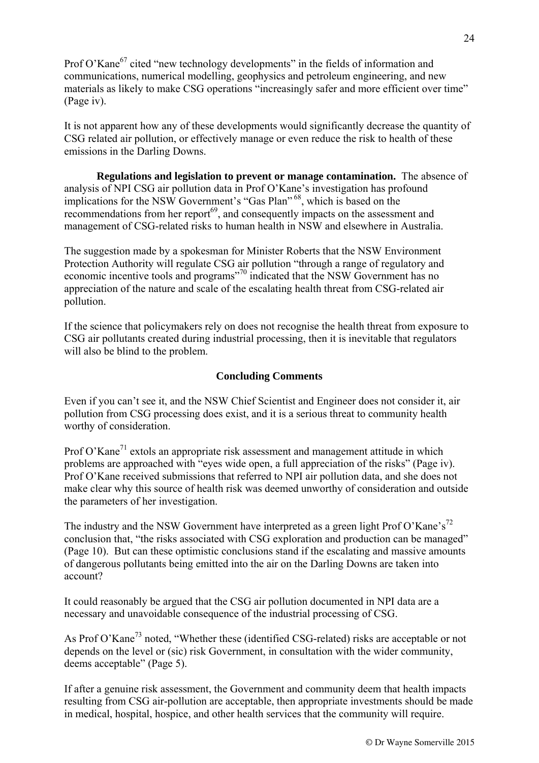Prof O'Kane[67] cited "new technology developments" in the fields of information and communications, numerical modelling, geophysics and petroleum engineering, and new materials as likely to make CSG operations "increasingly safer and more efficient over time" (Page iv).

It is not apparent how any of these developments would significantly decrease the quantity of CSG related air pollution, or effectively manage or even reduce the risk to health of these emissions in the Darling Downs.

**Regulations and legislation to prevent or manage contamination.** The absence of analysis of NPI CSG air pollution data in Prof O'Kane's investigation has profound implications for the NSW Government's "Gas Plan"[68], which is based on the recommendations from her report[69], and consequently impacts on the assessment and management of CSG-related risks to human health in NSW and elsewhere in Australia.

The suggestion made by a spokesman for Minister Roberts that the NSW Environment Protection Authority will regulate CSG air pollution "through a range of regulatory and economic incentive tools and programs"[70] indicated that the NSW Government has no appreciation of the nature and scale of the escalating health threat from CSG-related air pollution.

If the science that policymakers rely on does not recognise the health threat from exposure to CSG air pollutants created during industrial processing, then it is inevitable that regulators will also be blind to the problem.

## Concluding Comments

Even if you can't see it, and the NSW Chief Scientist and Engineer does not consider it, air pollution from CSG processing does exist, and it is a serious threat to community health worthy of consideration.

Prof O'Kane[71] extols an appropriate risk assessment and management attitude in which problems are approached with "eyes wide open, a full appreciation of the risks" (Page iv). Prof O'Kane received submissions that referred to NPI air pollution data, and she does not make clear why this source of health risk was deemed unworthy of consideration and outside the parameters of her investigation.

The industry and the NSW Government have interpreted as a green light Prof O'Kane's[72] conclusion that, "the risks associated with CSG exploration and production can be managed" (Page 10). But can these optimistic conclusions stand if the escalating and massive amounts of dangerous pollutants being emitted into the air on the Darling Downs are taken into account?

It could reasonably be argued that the CSG air pollution documented in NPI data are a necessary and unavoidable consequence of the industrial processing of CSG.

As Prof O'Kane[73] noted, "Whether these (identified CSG-related) risks are acceptable or not depends on the level or (sic) risk Government, in consultation with the wider community, deems acceptable" (Page 5).

If after a genuine risk assessment, the Government and community deem that health impacts resulting from CSG air-pollution are acceptable, then appropriate investments should be made in medical, hospital, hospice, and other health services that the community will require.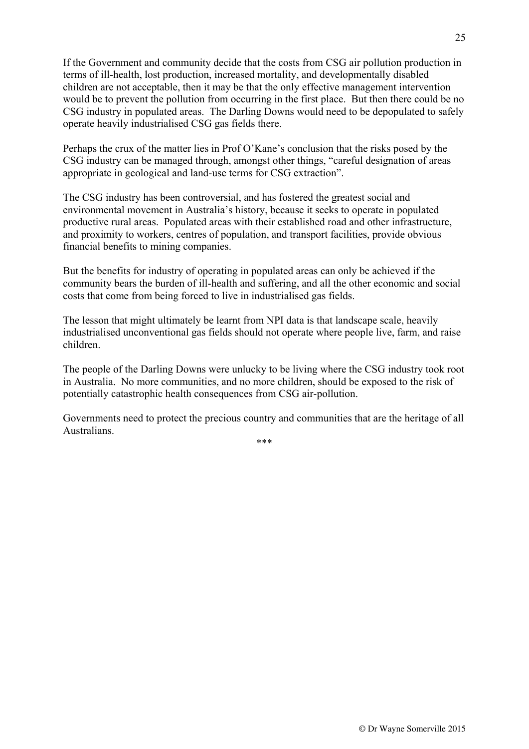If the Government and community decide that the costs from CSG air pollution production in terms of ill-health, lost production, increased mortality, and developmentally disabled children are not acceptable, then it may be that the only effective management intervention would be to prevent the pollution from occurring in the first place. But then there could be no CSG industry in populated areas. The Darling Downs would need to be depopulated to safely operate heavily industrialised CSG gas fields there.

Perhaps the crux of the matter lies in Prof O'Kane's conclusion that the risks posed by the CSG industry can be managed through, amongst other things, "careful designation of areas appropriate in geological and land-use terms for CSG extraction".

The CSG industry has been controversial, and has fostered the greatest social and environmental movement in Australia's history, because it seeks to operate in populated productive rural areas. Populated areas with their established road and other infrastructure, and proximity to workers, centres of population, and transport facilities, provide obvious financial benefits to mining companies.

But the benefits for industry of operating in populated areas can only be achieved if the community bears the burden of ill-health and suffering, and all the other economic and social costs that come from being forced to live in industrialised gas fields.

The lesson that might ultimately be learnt from NPI data is that landscape scale, heavily industrialised unconventional gas fields should not operate where people live, farm, and raise children.

The people of the Darling Downs were unlucky to be living where the CSG industry took root in Australia. No more communities, and no more children, should be exposed to the risk of potentially catastrophic health consequences from CSG air-pollution.

Governments need to protect the precious country and communities that are the heritage of all Australians.

***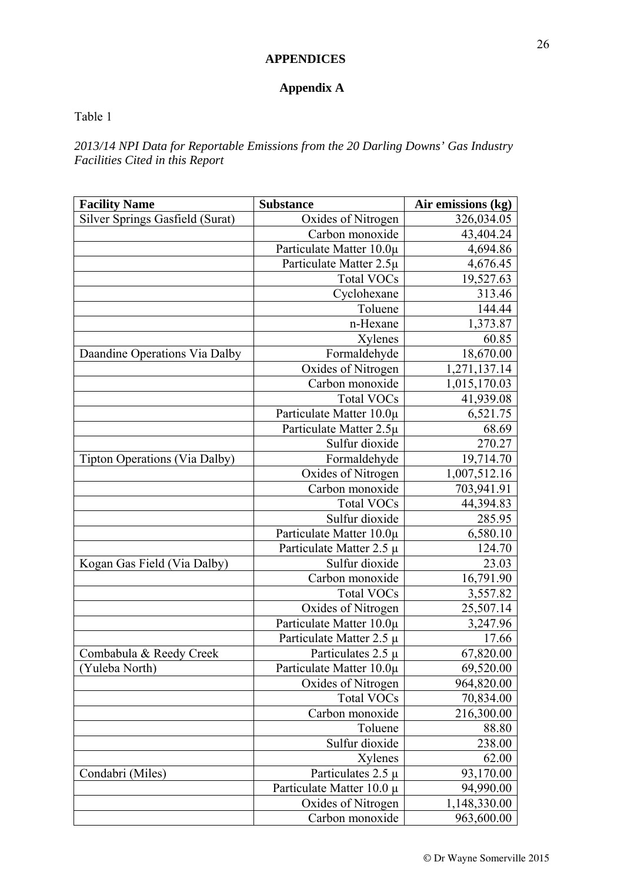# APPENDICES

## Appendix A

Table 1

*2013/14 NPI Data for Reportable Emissions from the 20 Darling Downs' Gas Industry Facilities Cited in this Report*

| Facility Name | Substance | Air emissions (kg) |
|---|---|---|
| Silver Springs Gasfield (Surat) | Oxides of Nitrogen | 326,034.05 |
| | Carbon monoxide | 43,404.24 |
| | Particulate Matter 10.0µ | 4,694.86 |
| | Particulate Matter 2.5µ | 4,676.45 |
| | Total VOCs | 19,527.63 |
| | Cyclohexane | 313.46 |
| | Toluene | 144.44 |
| | n-Hexane | 1,373.87 |
| | Xylenes | 60.85 |
| Daandine Operations Via Dalby | Formaldehyde | 18,670.00 |
| | Oxides of Nitrogen | 1,271,137.14 |
| | Carbon monoxide | 1,015,170.03 |
| | Total VOCs | 41,939.08 |
| | Particulate Matter 10.0µ | 6,521.75 |
| | Particulate Matter 2.5µ | 68.69 |
| | Sulfur dioxide | 270.27 |
| Tipton Operations (Via Dalby) | Formaldehyde | 19,714.70 |
| | Oxides of Nitrogen | 1,007,512.16 |
| | Carbon monoxide | 703,941.91 |
| | Total VOCs | 44,394.83 |
| | Sulfur dioxide | 285.95 |
| | Particulate Matter 10.0µ | 6,580.10 |
| | Particulate Matter 2.5 µ | 124.70 |
| Kogan Gas Field (Via Dalby) | Sulfur dioxide | 23.03 |
| | Carbon monoxide | 16,791.90 |
| | Total VOCs | 3,557.82 |
| | Oxides of Nitrogen | 25,507.14 |
| | Particulate Matter 10.0µ | 3,247.96 |
| | Particulate Matter 2.5 µ | 17.66 |
| Combabula & Reedy Creek (Yuleba North) | Particulates 2.5 µ | 67,820.00 |
| | Particulate Matter 10.0µ | 69,520.00 |
| | Oxides of Nitrogen | 964,820.00 |
| | Total VOCs | 70,834.00 |
| | Carbon monoxide | 216,300.00 |
| | Toluene | 88.80 |
| | Sulfur dioxide | 238.00 |
| | Xylenes | 62.00 |
| Condabri (Miles) | Particulates 2.5 µ | 93,170.00 |
| | Particulate Matter 10.0 µ | 94,990.00 |
| | Oxides of Nitrogen | 1,148,330.00 |
| | Carbon monoxide | 963,600.00 |

© Dr Wayne Somerville 2015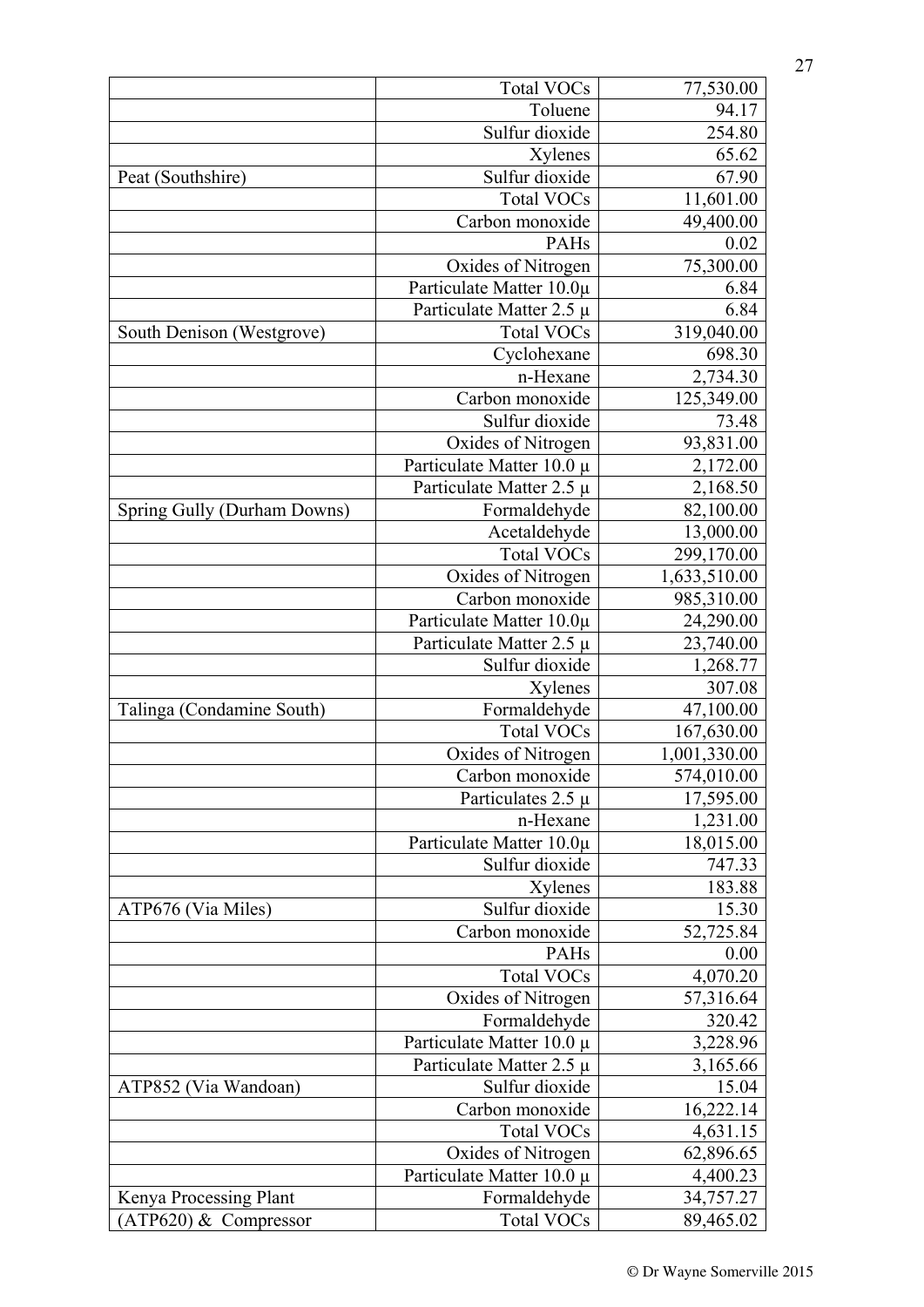| | | |
|---|---|---|
| | Total VOCs | 77,530.00 |
| | Toluene | 94.17 |
| | Sulfur dioxide | 254.80 |
| | Xylenes | 65.62 |
| Peat (Southshire) | Sulfur dioxide | 67.90 |
| | Total VOCs | 11,601.00 |
| | Carbon monoxide | 49,400.00 |
| | PAHs | 0.02 |
| | Oxides of Nitrogen | 75,300.00 |
| | Particulate Matter 10.0μ | 6.84 |
| | Particulate Matter 2.5 μ | 6.84 |
| South Denison (Westgrove) | Total VOCs | 319,040.00 |
| | Cyclohexane | 698.30 |
| | n-Hexane | 2,734.30 |
| | Carbon monoxide | 125,349.00 |
| | Sulfur dioxide | 73.48 |
| | Oxides of Nitrogen | 93,831.00 |
| | Particulate Matter 10.0 μ | 2,172.00 |
| | Particulate Matter 2.5 μ | 2,168.50 |
| Spring Gully (Durham Downs) | Formaldehyde | 82,100.00 |
| | Acetaldehyde | 13,000.00 |
| | Total VOCs | 299,170.00 |
| | Oxides of Nitrogen | 1,633,510.00 |
| | Carbon monoxide | 985,310.00 |
| | Particulate Matter 10.0μ | 24,290.00 |
| | Particulate Matter 2.5 μ | 23,740.00 |
| | Sulfur dioxide | 1,268.77 |
| | Xylenes | 307.08 |
| Talinga (Condamine South) | Formaldehyde | 47,100.00 |
| | Total VOCs | 167,630.00 |
| | Oxides of Nitrogen | 1,001,330.00 |
| | Carbon monoxide | 574,010.00 |
| | Particulates 2.5 μ | 17,595.00 |
| | n-Hexane | 1,231.00 |
| | Particulate Matter 10.0μ | 18,015.00 |
| | Sulfur dioxide | 747.33 |
| | Xylenes | 183.88 |
| ATP676 (Via Miles) | Sulfur dioxide | 15.30 |
| | Carbon monoxide | 52,725.84 |
| | PAHs | 0.00 |
| | Total VOCs | 4,070.20 |
| | Oxides of Nitrogen | 57,316.64 |
| | Formaldehyde | 320.42 |
| | Particulate Matter 10.0 μ | 3,228.96 |
| | Particulate Matter 2.5 μ | 3,165.66 |
| ATP852 (Via Wandoan) | Sulfur dioxide | 15.04 |
| | Carbon monoxide | 16,222.14 |
| | Total VOCs | 4,631.15 |
| | Oxides of Nitrogen | 62,896.65 |
| | Particulate Matter 10.0 μ | 4,400.23 |
| Kenya Processing Plant | Formaldehyde | 34,757.27 |
| (ATP620) & Compressor | Total VOCs | 89,465.02 |

© Dr Wayne Somerville 2015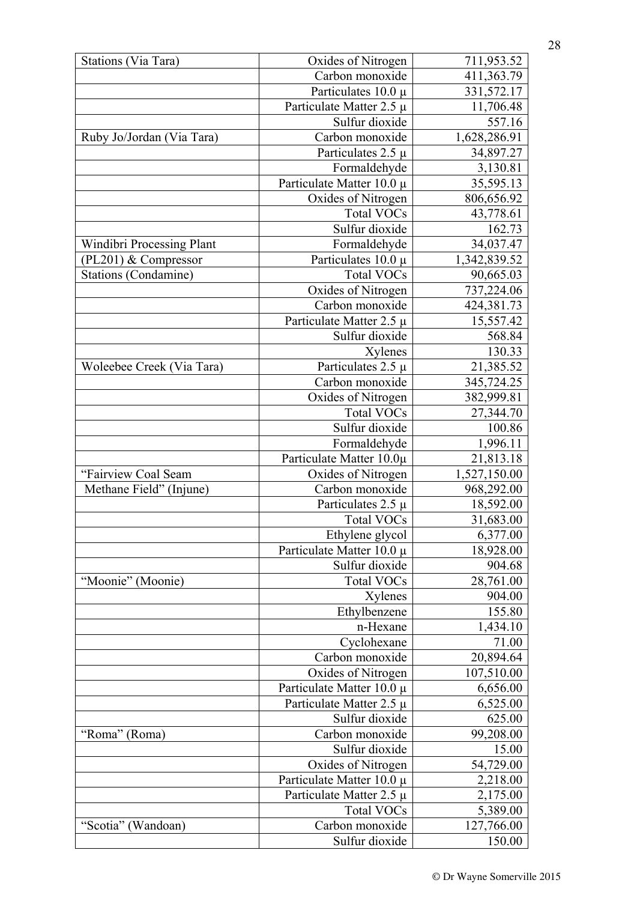| Stations (Via Tara) | Oxides of Nitrogen | 711,953.52 |
|---|---|---|
| | Carbon monoxide | 411,363.79 |
| | Particulates 10.0 µ | 331,572.17 |
| | Particulate Matter 2.5 µ | 11,706.48 |
| | Sulfur dioxide | 557.16 |
| Ruby Jo/Jordan (Via Tara) | Carbon monoxide | 1,628,286.91 |
| | Particulates 2.5 µ | 34,897.27 |
| | Formaldehyde | 3,130.81 |
| | Particulate Matter 10.0 µ | 35,595.13 |
| | Oxides of Nitrogen | 806,656.92 |
| | Total VOCs | 43,778.61 |
| | Sulfur dioxide | 162.73 |
| Windibri Processing Plant | Formaldehyde | 34,037.47 |
| (PL201) & Compressor | Particulates 10.0 µ | 1,342,839.52 |
| Stations (Condamine) | Total VOCs | 90,665.03 |
| | Oxides of Nitrogen | 737,224.06 |
| | Carbon monoxide | 424,381.73 |
| | Particulate Matter 2.5 µ | 15,557.42 |
| | Sulfur dioxide | 568.84 |
| | Xylenes | 130.33 |
| Woleebee Creek (Via Tara) | Particulates 2.5 µ | 21,385.52 |
| | Carbon monoxide | 345,724.25 |
| | Oxides of Nitrogen | 382,999.81 |
| | Total VOCs | 27,344.70 |
| | Sulfur dioxide | 100.86 |
| | Formaldehyde | 1,996.11 |
| | Particulate Matter 10.0µ | 21,813.18 |
| "Fairview Coal Seam | Oxides of Nitrogen | 1,527,150.00 |
| Methane Field" (Injune) | Carbon monoxide | 968,292.00 |
| | Particulates 2.5 µ | 18,592.00 |
| | Total VOCs | 31,683.00 |
| | Ethylene glycol | 6,377.00 |
| | Particulate Matter 10.0 µ | 18,928.00 |
| | Sulfur dioxide | 904.68 |
| "Moonie" (Moonie) | Total VOCs | 28,761.00 |
| | Xylenes | 904.00 |
| | Ethylbenzene | 155.80 |
| | n-Hexane | 1,434.10 |
| | Cyclohexane | 71.00 |
| | Carbon monoxide | 20,894.64 |
| | Oxides of Nitrogen | 107,510.00 |
| | Particulate Matter 10.0 µ | 6,656.00 |
| | Particulate Matter 2.5 µ | 6,525.00 |
| | Sulfur dioxide | 625.00 |
| "Roma" (Roma) | Carbon monoxide | 99,208.00 |
| | Sulfur dioxide | 15.00 |
| | Oxides of Nitrogen | 54,729.00 |
| | Particulate Matter 10.0 µ | 2,218.00 |
| | Particulate Matter 2.5 µ | 2,175.00 |
| | Total VOCs | 5,389.00 |
| "Scotia" (Wandoan) | Carbon monoxide | 127,766.00 |
| | Sulfur dioxide | 150.00 |

© Dr Wayne Somerville 2015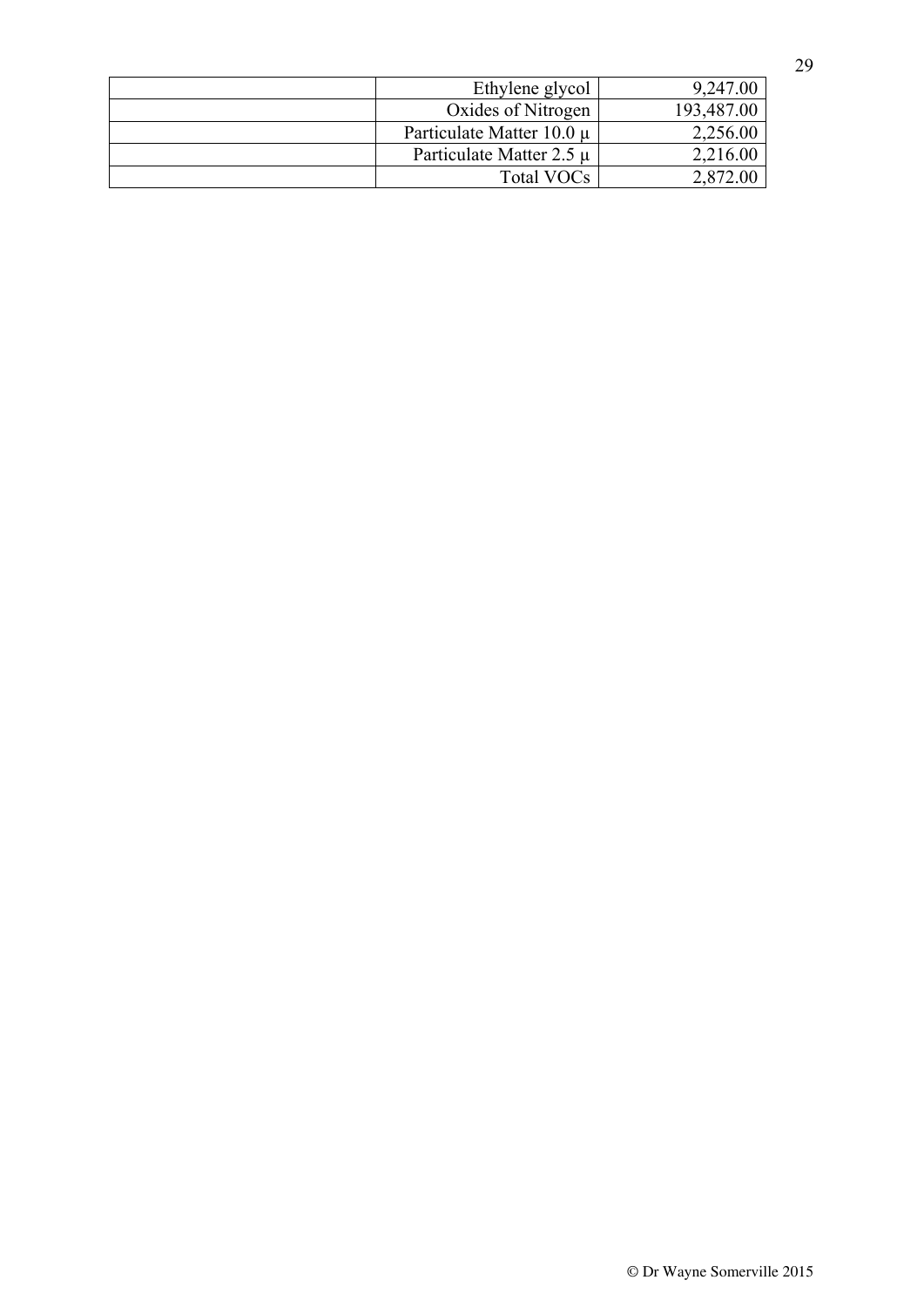| | | |
|---|---|---|
| | Ethylene glycol | 9,247.00 |
| | Oxides of Nitrogen | 193,487.00 |
| | Particulate Matter 10.0 µ | 2,256.00 |
| | Particulate Matter 2.5 µ | 2,216.00 |
| | Total VOCs | 2,872.00 |

© Dr Wayne Somerville 2015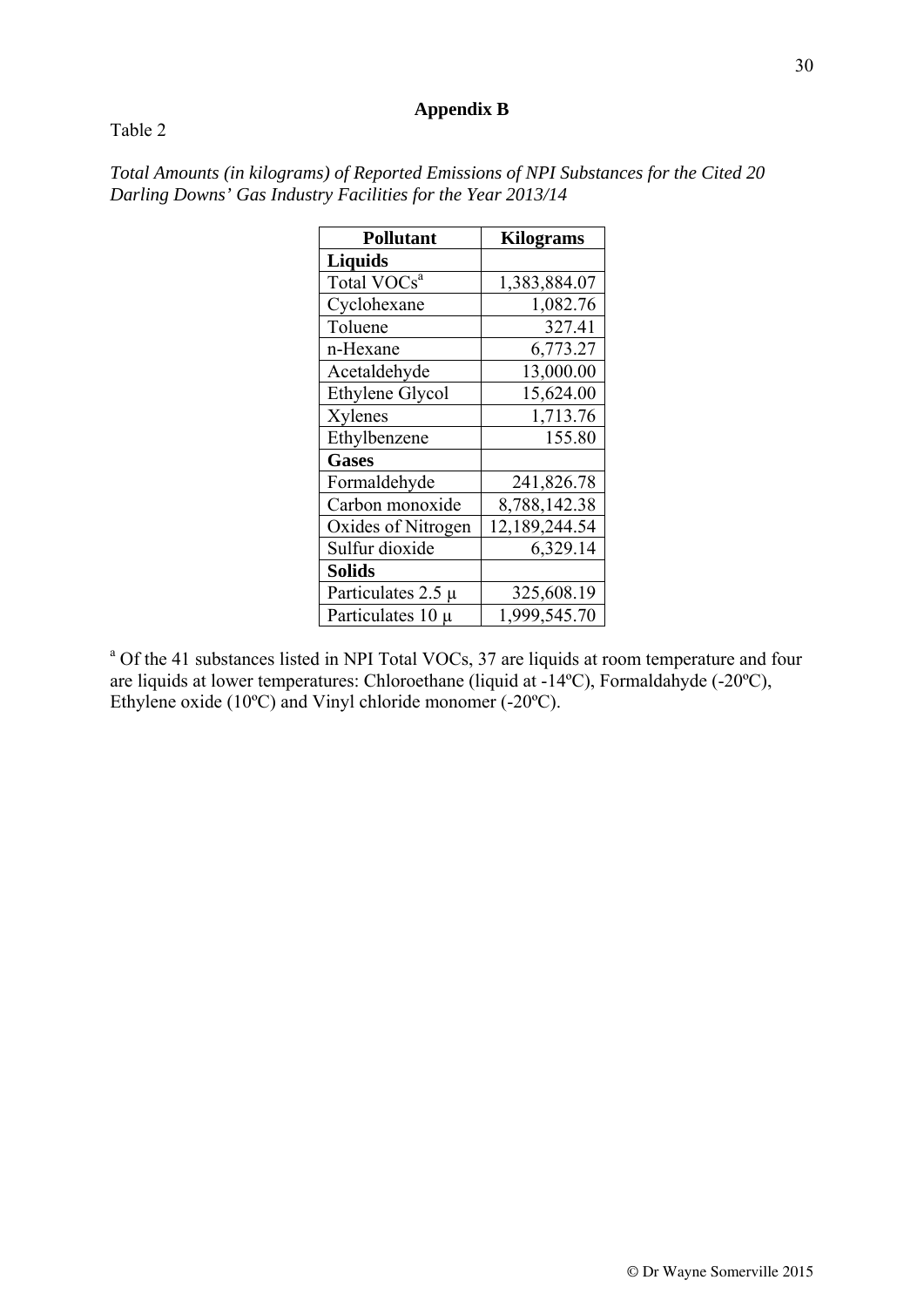## Appendix B

Table 2

*Total Amounts (in kilograms) of Reported Emissions of NPI Substances for the Cited 20 Darling Downs' Gas Industry Facilities for the Year 2013/14*

| Pollutant | Kilograms |
|---|---|
| **Liquids** | |
| Total VOCs[a] | 1,383,884.07 |
| Cyclohexane | 1,082.76 |
| Toluene | 327.41 |
| n-Hexane | 6,773.27 |
| Acetaldehyde | 13,000.00 |
| Ethylene Glycol | 15,624.00 |
| Xylenes | 1,713.76 |
| Ethylbenzene | 155.80 |
| **Gases** | |
| Formaldehyde | 241,826.78 |
| Carbon monoxide | 8,788,142.38 |
| Oxides of Nitrogen | 12,189,244.54 |
| Sulfur dioxide | 6,329.14 |
| **Solids** | |
| Particulates 2.5 μ | 325,608.19 |
| Particulates 10 μ | 1,999,545.70 |

[a] Of the 41 substances listed in NPI Total VOCs, 37 are liquids at room temperature and four are liquids at lower temperatures: Chloroethane (liquid at -14ºC), Formaldahyde (-20ºC), Ethylene oxide (10ºC) and Vinyl chloride monomer (-20ºC).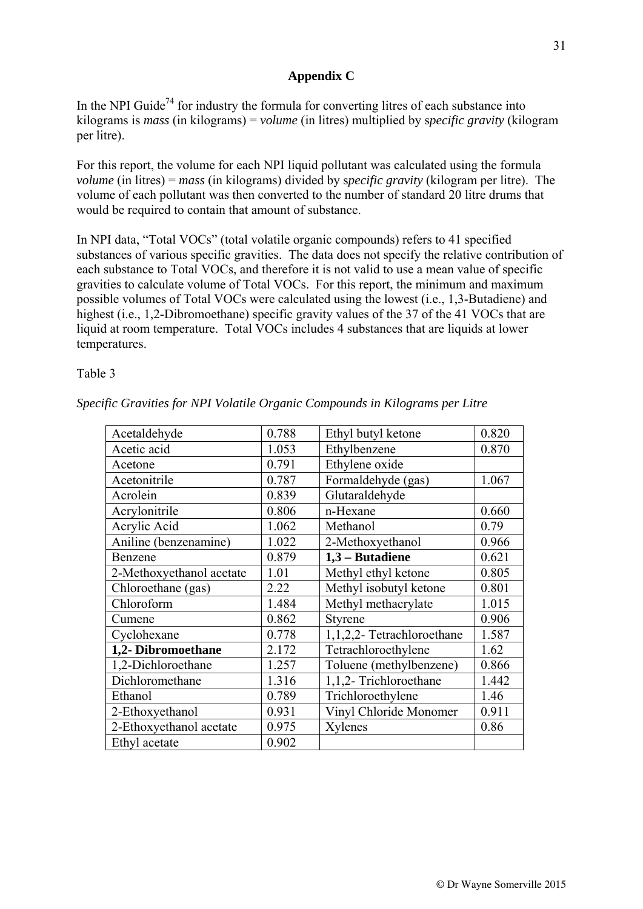## Appendix C

In the NPI Guide[74] for industry the formula for converting litres of each substance into kilograms is *mass* (in kilograms) = *volume* (in litres) multiplied by s*pecific gravity* (kilogram per litre).

For this report, the volume for each NPI liquid pollutant was calculated using the formula *volume* (in litres) = *mass* (in kilograms) divided by s*pecific gravity* (kilogram per litre). The volume of each pollutant was then converted to the number of standard 20 litre drums that would be required to contain that amount of substance.

In NPI data, "Total VOCs" (total volatile organic compounds) refers to 41 specified substances of various specific gravities. The data does not specify the relative contribution of each substance to Total VOCs, and therefore it is not valid to use a mean value of specific gravities to calculate volume of Total VOCs. For this report, the minimum and maximum possible volumes of Total VOCs were calculated using the lowest (i.e., 1,3-Butadiene) and highest (i.e., 1,2-Dibromoethane) specific gravity values of the 37 of the 41 VOCs that are liquid at room temperature. Total VOCs includes 4 substances that are liquids at lower temperatures.

Table 3

*Specific Gravities for NPI Volatile Organic Compounds in Kilograms per Litre*

| | | | |
|---|---|---|---|
| Acetaldehyde | 0.788 | Ethyl butyl ketone | 0.820 |
| Acetic acid | 1.053 | Ethylbenzene | 0.870 |
| Acetone | 0.791 | Ethylene oxide | |
| Acetonitrile | 0.787 | Formaldehyde (gas) | 1.067 |
| Acrolein | 0.839 | Glutaraldehyde | |
| Acrylonitrile | 0.806 | n-Hexane | 0.660 |
| Acrylic Acid | 1.062 | Methanol | 0.79 |
| Aniline (benzenamine) | 1.022 | 2-Methoxyethanol | 0.966 |
| Benzene | 0.879 | **1,3 – Butadiene** | 0.621 |
| 2-Methoxyethanol acetate | 1.01 | Methyl ethyl ketone | 0.805 |
| Chloroethane (gas) | 2.22 | Methyl isobutyl ketone | 0.801 |
| Chloroform | 1.484 | Methyl methacrylate | 1.015 |
| Cumene | 0.862 | Styrene | 0.906 |
| Cyclohexane | 0.778 | 1,1,2,2- Tetrachloroethane | 1.587 |
| **1,2- Dibromoethane** | 2.172 | Tetrachloroethylene | 1.62 |
| 1,2-Dichloroethane | 1.257 | Toluene (methylbenzene) | 0.866 |
| Dichloromethane | 1.316 | 1,1,2- Trichloroethane | 1.442 |
| Ethanol | 0.789 | Trichloroethylene | 1.46 |
| 2-Ethoxyethanol | 0.931 | Vinyl Chloride Monomer | 0.911 |
| 2-Ethoxyethanol acetate | 0.975 | Xylenes | 0.86 |
| Ethyl acetate | 0.902 | | |

© Dr Wayne Somerville 2015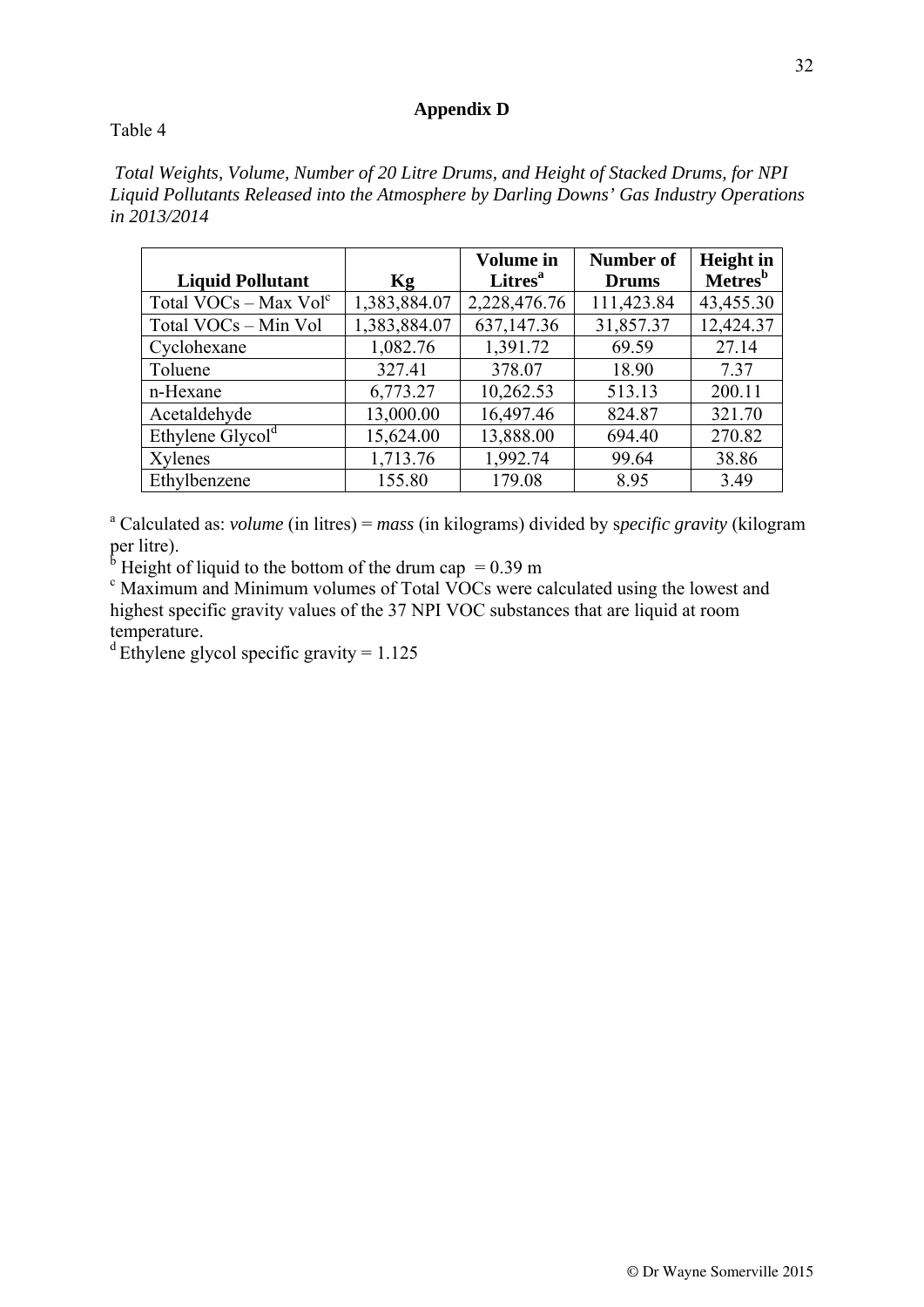## Appendix D

Table 4

*Total Weights, Volume, Number of 20 Litre Drums, and Height of Stacked Drums, for NPI Liquid Pollutants Released into the Atmosphere by Darling Downs' Gas Industry Operations in 2013/2014*

| Liquid Pollutant | Kg | Volume in Litres[a] | Number of Drums | Height in Metres[b] |
|---|---|---|---|---|
| Total VOCs – Max Vol[c] | 1,383,884.07 | 2,228,476.76 | 111,423.84 | 43,455.30 |
| Total VOCs – Min Vol | 1,383,884.07 | 637,147.36 | 31,857.37 | 12,424.37 |
| Cyclohexane | 1,082.76 | 1,391.72 | 69.59 | 27.14 |
| Toluene | 327.41 | 378.07 | 18.90 | 7.37 |
| n-Hexane | 6,773.27 | 10,262.53 | 513.13 | 200.11 |
| Acetaldehyde | 13,000.00 | 16,497.46 | 824.87 | 321.70 |
| Ethylene Glycol[d] | 15,624.00 | 13,888.00 | 694.40 | 270.82 |
| Xylenes | 1,713.76 | 1,992.74 | 99.64 | 38.86 |
| Ethylbenzene | 155.80 | 179.08 | 8.95 | 3.49 |

[a] Calculated as: *volume* (in litres) = *mass* (in kilograms) divided by s*pecific gravity* (kilogram per litre).
[b] Height of liquid to the bottom of the drum cap = 0.39 m
[c] Maximum and Minimum volumes of Total VOCs were calculated using the lowest and highest specific gravity values of the 37 NPI VOC substances that are liquid at room temperature.
[d] Ethylene glycol specific gravity = 1.125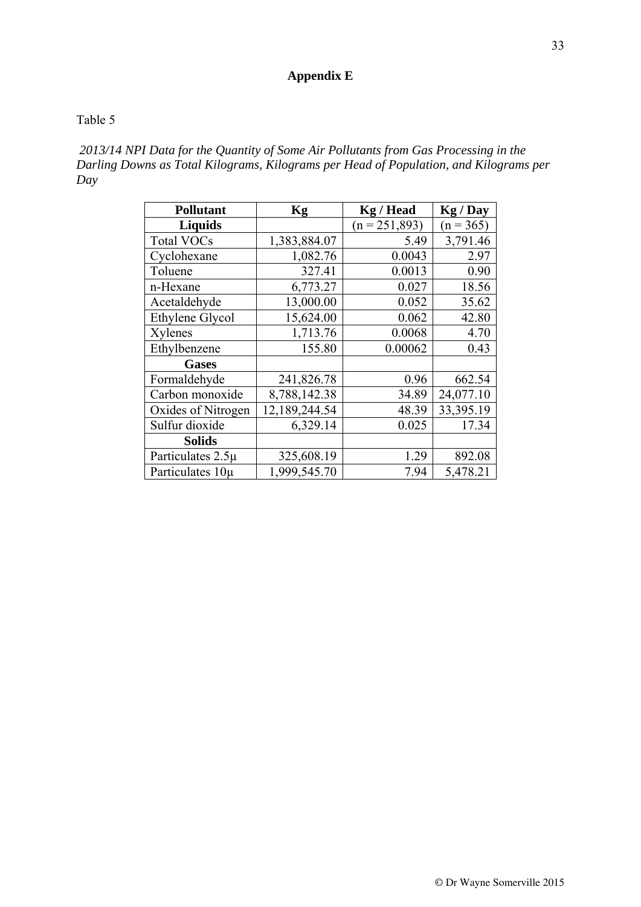# Appendix E

Table 5

*2013/14 NPI Data for the Quantity of Some Air Pollutants from Gas Processing in the Darling Downs as Total Kilograms, Kilograms per Head of Population, and Kilograms per Day*

| Pollutant | Kg | Kg / Head | Kg / Day |
|---|---|---|---|
| **Liquids** | | (n = 251,893) | (n = 365) |
| Total VOCs | 1,383,884.07 | 5.49 | 3,791.46 |
| Cyclohexane | 1,082.76 | 0.0043 | 2.97 |
| Toluene | 327.41 | 0.0013 | 0.90 |
| n-Hexane | 6,773.27 | 0.027 | 18.56 |
| Acetaldehyde | 13,000.00 | 0.052 | 35.62 |
| Ethylene Glycol | 15,624.00 | 0.062 | 42.80 |
| Xylenes | 1,713.76 | 0.0068 | 4.70 |
| Ethylbenzene | 155.80 | 0.00062 | 0.43 |
| **Gases** | | | |
| Formaldehyde | 241,826.78 | 0.96 | 662.54 |
| Carbon monoxide | 8,788,142.38 | 34.89 | 24,077.10 |
| Oxides of Nitrogen | 12,189,244.54 | 48.39 | 33,395.19 |
| Sulfur dioxide | 6,329.14 | 0.025 | 17.34 |
| **Solids** | | | |
| Particulates 2.5µ | 325,608.19 | 1.29 | 892.08 |
| Particulates 10µ | 1,999,545.70 | 7.94 | 5,478.21 |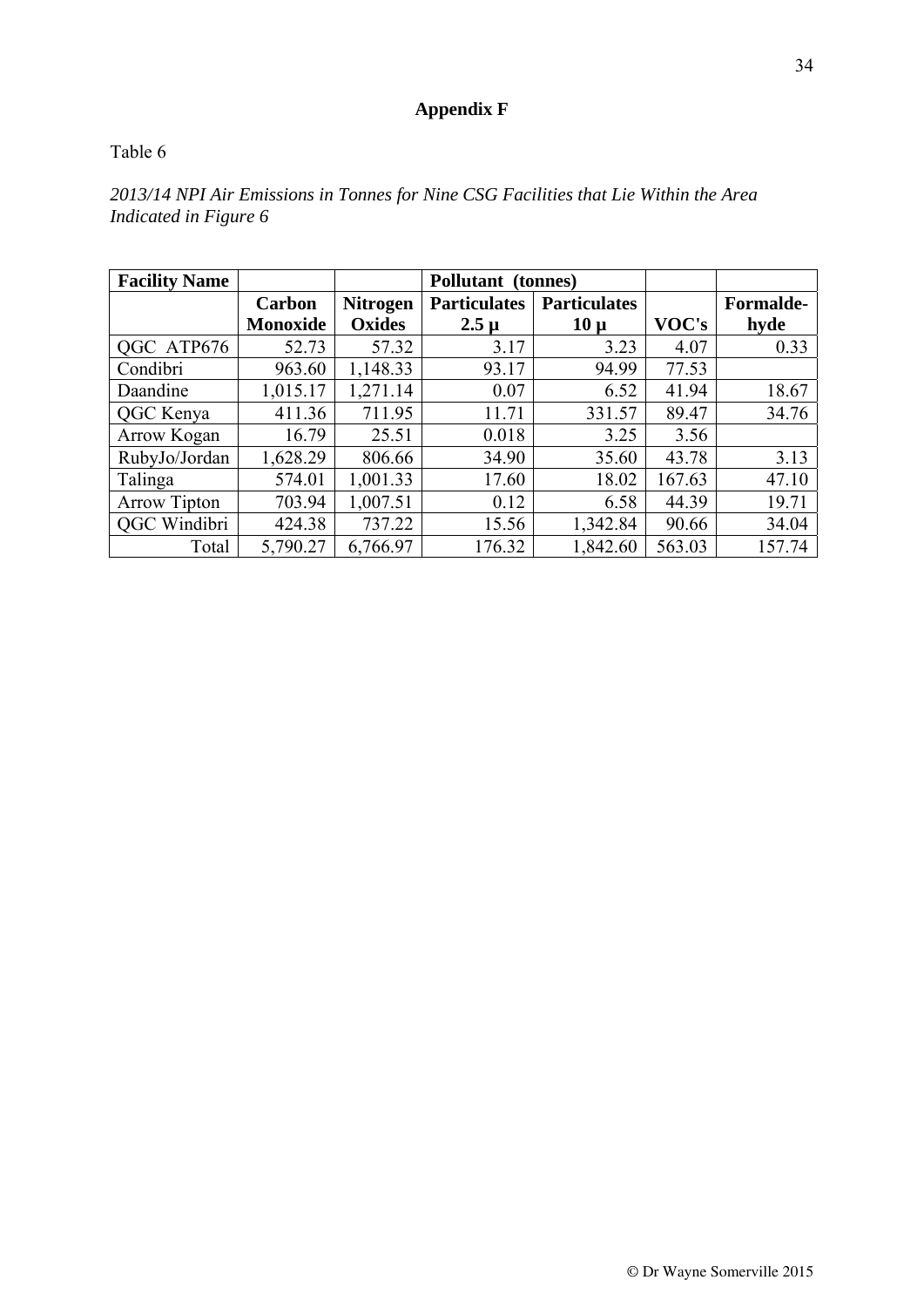## Appendix F

Table 6

*2013/14 NPI Air Emissions in Tonnes for Nine CSG Facilities that Lie Within the Area Indicated in Figure 6*

| Facility Name | | | Pollutant (tonnes) | | | |
|---|---|---|---|---|---|---|
| | **Carbon Monoxide** | **Nitrogen Oxides** | **Particulates 2.5 µ** | **Particulates 10 µ** | **VOC's** | **Formalde-hyde** |
| QGC ATP676 | 52.73 | 57.32 | 3.17 | 3.23 | 4.07 | 0.33 |
| Condibri | 963.60 | 1,148.33 | 93.17 | 94.99 | 77.53 | |
| Daandine | 1,015.17 | 1,271.14 | 0.07 | 6.52 | 41.94 | 18.67 |
| QGC Kenya | 411.36 | 711.95 | 11.71 | 331.57 | 89.47 | 34.76 |
| Arrow Kogan | 16.79 | 25.51 | 0.018 | 3.25 | 3.56 | |
| RubyJo/Jordan | 1,628.29 | 806.66 | 34.90 | 35.60 | 43.78 | 3.13 |
| Talinga | 574.01 | 1,001.33 | 17.60 | 18.02 | 167.63 | 47.10 |
| Arrow Tipton | 703.94 | 1,007.51 | 0.12 | 6.58 | 44.39 | 19.71 |
| QGC Windibri | 424.38 | 737.22 | 15.56 | 1,342.84 | 90.66 | 34.04 |
| Total | 5,790.27 | 6,766.97 | 176.32 | 1,842.60 | 563.03 | 157.74 |

© Dr Wayne Somerville 2015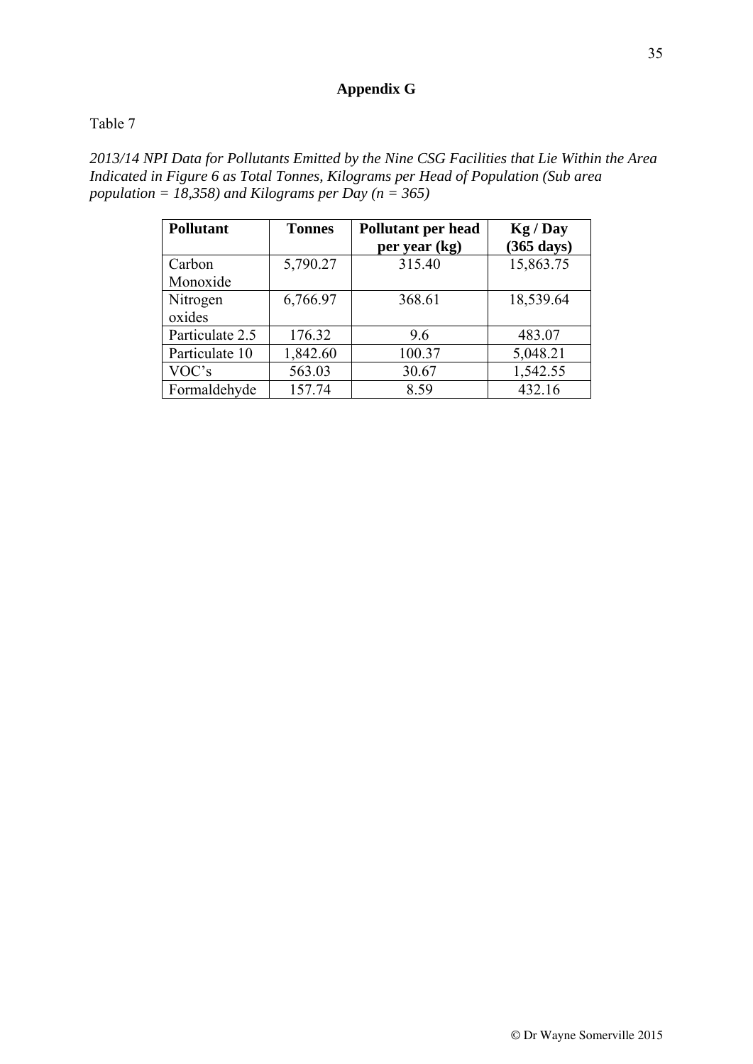## Appendix G

Table 7

*2013/14 NPI Data for Pollutants Emitted by the Nine CSG Facilities that Lie Within the Area Indicated in Figure 6 as Total Tonnes, Kilograms per Head of Population (Sub area population = 18,358) and Kilograms per Day (n = 365)*

| **Pollutant** | **Tonnes** | **Pollutant per head per year (kg)** | **Kg / Day (365 days)** |
|---|---|---|---|
| Carbon Monoxide | 5,790.27 | 315.40 | 15,863.75 |
| Nitrogen oxides | 6,766.97 | 368.61 | 18,539.64 |
| Particulate 2.5 | 176.32 | 9.6 | 483.07 |
| Particulate 10 | 1,842.60 | 100.37 | 5,048.21 |
| VOC's | 563.03 | 30.67 | 1,542.55 |
| Formaldehyde | 157.74 | 8.59 | 432.16 |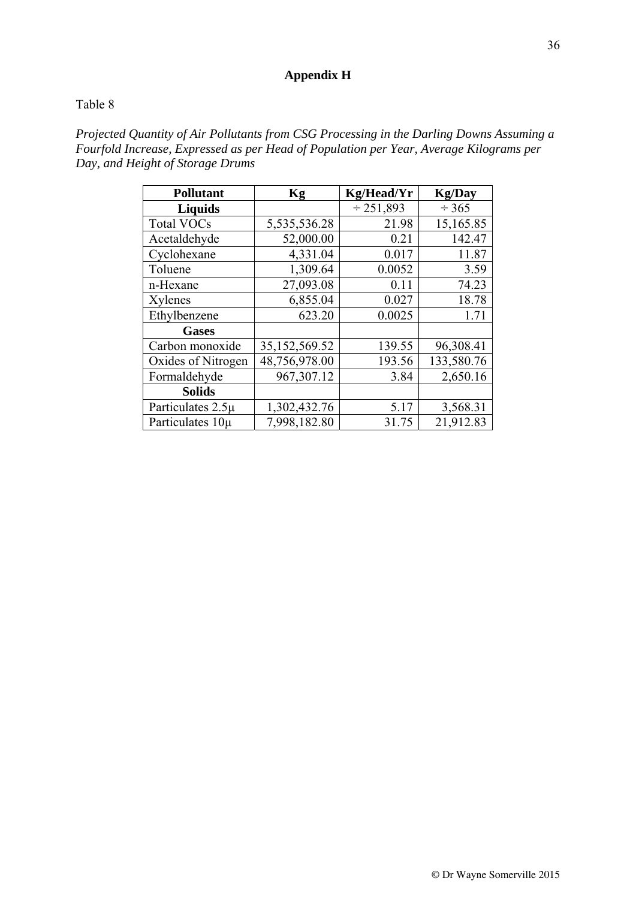## Appendix H

Table 8

*Projected Quantity of Air Pollutants from CSG Processing in the Darling Downs Assuming a Fourfold Increase, Expressed as per Head of Population per Year, Average Kilograms per Day, and Height of Storage Drums*

| Pollutant | Kg | Kg/Head/Yr | Kg/Day |
|---|---|---|---|
| **Liquids** | | ÷ 251,893 | ÷ 365 |
| Total VOCs | 5,535,536.28 | 21.98 | 15,165.85 |
| Acetaldehyde | 52,000.00 | 0.21 | 142.47 |
| Cyclohexane | 4,331.04 | 0.017 | 11.87 |
| Toluene | 1,309.64 | 0.0052 | 3.59 |
| n-Hexane | 27,093.08 | 0.11 | 74.23 |
| Xylenes | 6,855.04 | 0.027 | 18.78 |
| Ethylbenzene | 623.20 | 0.0025 | 1.71 |
| **Gases** | | | |
| Carbon monoxide | 35,152,569.52 | 139.55 | 96,308.41 |
| Oxides of Nitrogen | 48,756,978.00 | 193.56 | 133,580.76 |
| Formaldehyde | 967,307.12 | 3.84 | 2,650.16 |
| **Solids** | | | |
| Particulates 2.5µ | 1,302,432.76 | 5.17 | 3,568.31 |
| Particulates 10µ | 7,998,182.80 | 31.75 | 21,912.83 |

© Dr Wayne Somerville 2015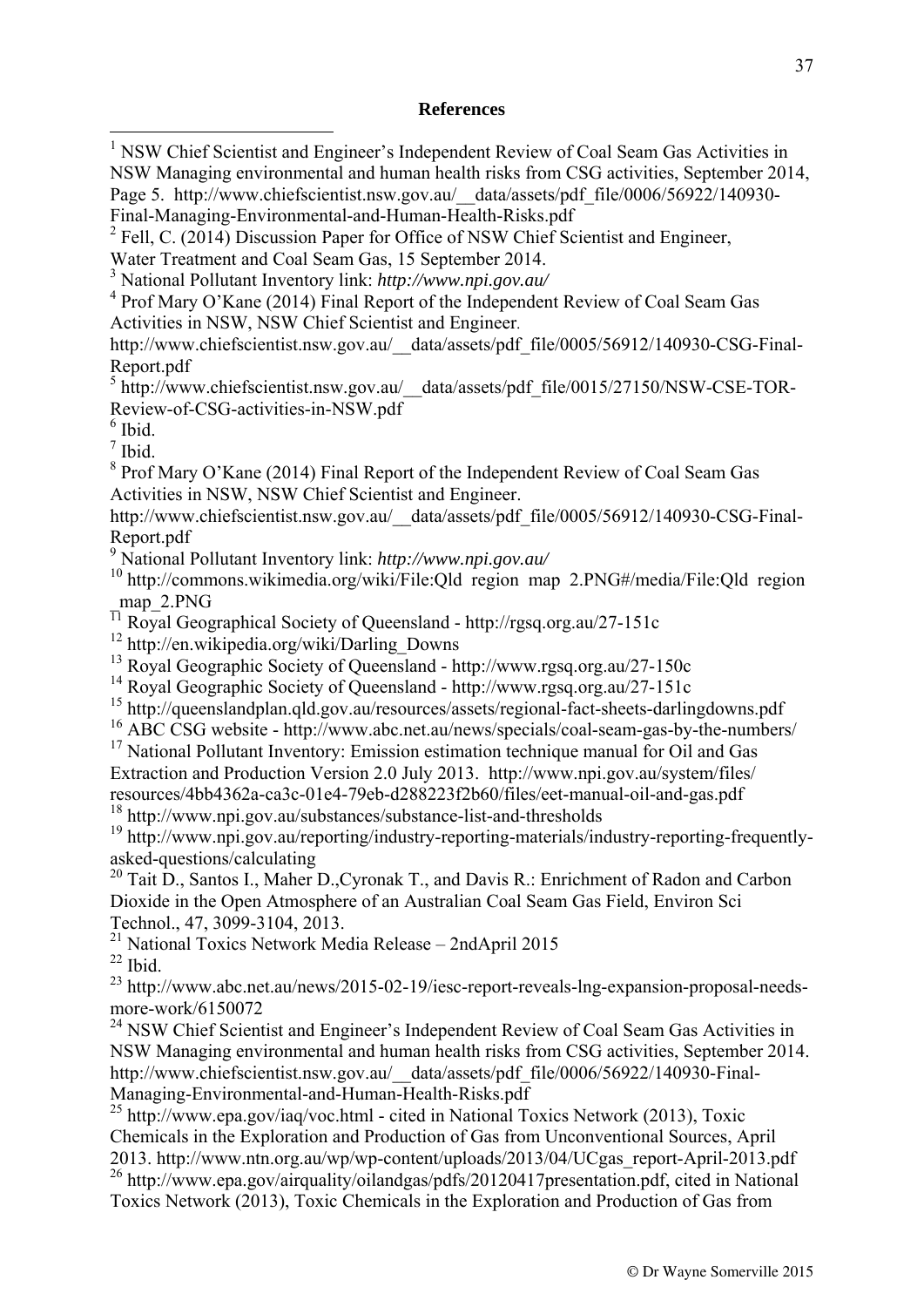**References**

[1] NSW Chief Scientist and Engineer's Independent Review of Coal Seam Gas Activities in NSW Managing environmental and human health risks from CSG activities, September 2014, Page 5. http://www.chiefscientist.nsw.gov.au/__data/assets/pdf_file/0006/56922/140930-Final-Managing-Environmental-and-Human-Health-Risks.pdf

[2] Fell, C. (2014) Discussion Paper for Office of NSW Chief Scientist and Engineer, Water Treatment and Coal Seam Gas, 15 September 2014.

[3] National Pollutant Inventory link: *http://www.npi.gov.au/*

[4] Prof Mary O'Kane (2014) Final Report of the Independent Review of Coal Seam Gas Activities in NSW, NSW Chief Scientist and Engineer. http://www.chiefscientist.nsw.gov.au/__data/assets/pdf_file/0005/56912/140930-CSG-Final-Report.pdf

[5] http://www.chiefscientist.nsw.gov.au/__data/assets/pdf_file/0015/27150/NSW-CSE-TOR-Review-of-CSG-activities-in-NSW.pdf

[6] Ibid.

[7] Ibid.

[8] Prof Mary O'Kane (2014) Final Report of the Independent Review of Coal Seam Gas Activities in NSW, NSW Chief Scientist and Engineer. http://www.chiefscientist.nsw.gov.au/__data/assets/pdf_file/0005/56912/140930-CSG-Final-Report.pdf

[9] National Pollutant Inventory link: *http://www.npi.gov.au/*

[10] http://commons.wikimedia.org/wiki/File:Qld region map 2.PNG#/media/File:Qld region _map_2.PNG

[11] Royal Geographical Society of Queensland - http://rgsq.org.au/27-151c

[12] http://en.wikipedia.org/wiki/Darling_Downs

[13] Royal Geographic Society of Queensland - http://www.rgsq.org.au/27-150c

[14] Royal Geographic Society of Queensland - http://www.rgsq.org.au/27-151c

[15] http://queenslandplan.qld.gov.au/resources/assets/regional-fact-sheets-darlingdowns.pdf

[16] ABC CSG website - http://www.abc.net.au/news/specials/coal-seam-gas-by-the-numbers/

[17] National Pollutant Inventory: Emission estimation technique manual for Oil and Gas Extraction and Production Version 2.0 July 2013. http://www.npi.gov.au/system/files/resources/4bb4362a-ca3c-01e4-79eb-d288223f2b60/files/eet-manual-oil-and-gas.pdf

[18] http://www.npi.gov.au/substances/substance-list-and-thresholds

[19] http://www.npi.gov.au/reporting/industry-reporting-materials/industry-reporting-frequently-asked-questions/calculating

[20] Tait D., Santos I., Maher D.,Cyronak T., and Davis R.: Enrichment of Radon and Carbon Dioxide in the Open Atmosphere of an Australian Coal Seam Gas Field, Environ Sci Technol., 47, 3099-3104, 2013.

[21] National Toxics Network Media Release – 2ndApril 2015

[22] Ibid.

[23] http://www.abc.net.au/news/2015-02-19/iesc-report-reveals-lng-expansion-proposal-needs-more-work/6150072

[24] NSW Chief Scientist and Engineer's Independent Review of Coal Seam Gas Activities in NSW Managing environmental and human health risks from CSG activities, September 2014. http://www.chiefscientist.nsw.gov.au/__data/assets/pdf_file/0006/56922/140930-Final-Managing-Environmental-and-Human-Health-Risks.pdf

[25] http://www.epa.gov/iaq/voc.html - cited in National Toxics Network (2013), Toxic Chemicals in the Exploration and Production of Gas from Unconventional Sources, April 2013. http://www.ntn.org.au/wp/wp-content/uploads/2013/04/UCgas_report-April-2013.pdf

[26] http://www.epa.gov/airquality/oilandgas/pdfs/20120417presentation.pdf, cited in National Toxics Network (2013), Toxic Chemicals in the Exploration and Production of Gas from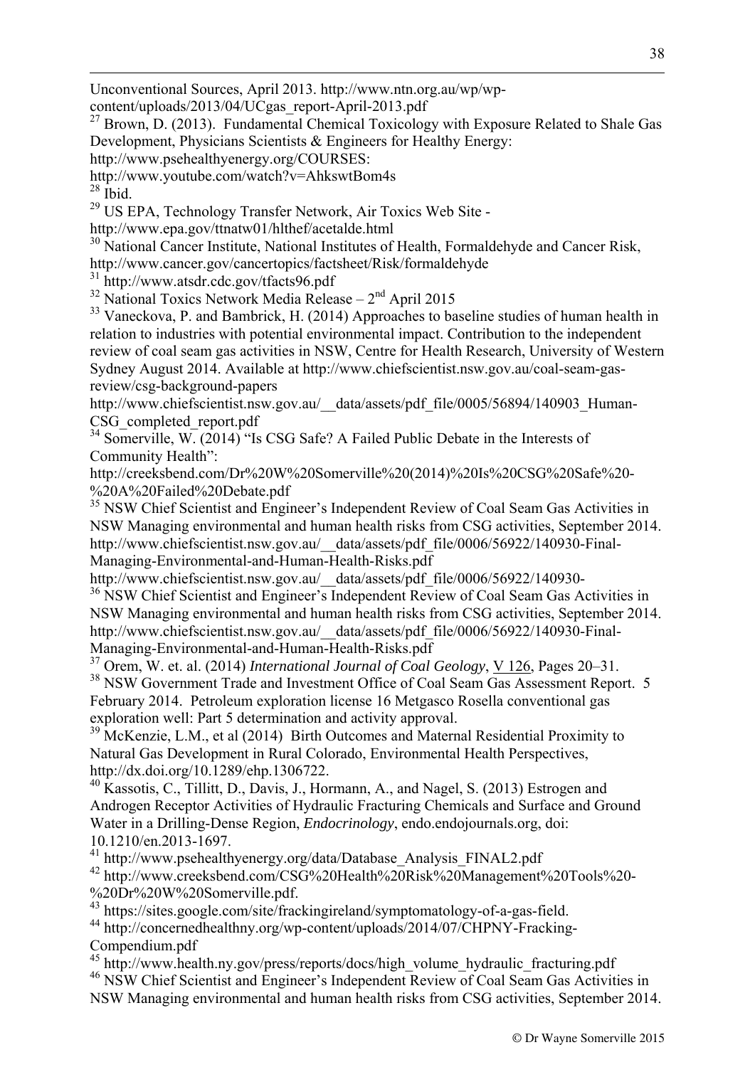Unconventional Sources, April 2013. http://www.ntn.org.au/wp/wp-content/uploads/2013/04/UCgas_report-April-2013.pdf

[27] Brown, D. (2013). Fundamental Chemical Toxicology with Exposure Related to Shale Gas Development, Physicians Scientists & Engineers for Healthy Energy: http://www.psehealthyenergy.org/COURSES: http://www.youtube.com/watch?v=AhkswtBom4s

[28] Ibid.

[29] US EPA, Technology Transfer Network, Air Toxics Web Site - http://www.epa.gov/ttnatw01/hlthef/acetalde.html

[30] National Cancer Institute, National Institutes of Health, Formaldehyde and Cancer Risk, http://www.cancer.gov/cancertopics/factsheet/Risk/formaldehyde

[31] http://www.atsdr.cdc.gov/tfacts96.pdf

[32] National Toxics Network Media Release – 2nd April 2015

[33] Vaneckova, P. and Bambrick, H. (2014) Approaches to baseline studies of human health in relation to industries with potential environmental impact. Contribution to the independent review of coal seam gas activities in NSW, Centre for Health Research, University of Western Sydney August 2014. Available at http://www.chiefscientist.nsw.gov.au/coal-seam-gas-review/csg-background-papers http://www.chiefscientist.nsw.gov.au/__data/assets/pdf_file/0005/56894/140903_Human-CSG_completed_report.pdf

[34] Somerville, W. (2014) "Is CSG Safe? A Failed Public Debate in the Interests of Community Health": http://creeksbend.com/Dr%20W%20Somerville%20(2014)%20Is%20CSG%20Safe%20-%20A%20Failed%20Debate.pdf

[35] NSW Chief Scientist and Engineer's Independent Review of Coal Seam Gas Activities in NSW Managing environmental and human health risks from CSG activities, September 2014. http://www.chiefscientist.nsw.gov.au/__data/assets/pdf_file/0006/56922/140930-Final-Managing-Environmental-and-Human-Health-Risks.pdf http://www.chiefscientist.nsw.gov.au/__data/assets/pdf_file/0006/56922/140930-

[36] NSW Chief Scientist and Engineer's Independent Review of Coal Seam Gas Activities in NSW Managing environmental and human health risks from CSG activities, September 2014. http://www.chiefscientist.nsw.gov.au/__data/assets/pdf_file/0006/56922/140930-Final-Managing-Environmental-and-Human-Health-Risks.pdf

[37] Orem, W. et. al. (2014) *International Journal of Coal Geology*, V 126, Pages 20–31.

[38] NSW Government Trade and Investment Office of Coal Seam Gas Assessment Report. 5 February 2014. Petroleum exploration license 16 Metgasco Rosella conventional gas exploration well: Part 5 determination and activity approval.

[39] McKenzie, L.M., et al (2014) Birth Outcomes and Maternal Residential Proximity to Natural Gas Development in Rural Colorado, Environmental Health Perspectives, http://dx.doi.org/10.1289/ehp.1306722.

[40] Kassotis, C., Tillitt, D., Davis, J., Hormann, A., and Nagel, S. (2013) Estrogen and Androgen Receptor Activities of Hydraulic Fracturing Chemicals and Surface and Ground Water in a Drilling-Dense Region, *Endocrinology*, endo.endojournals.org, doi: 10.1210/en.2013-1697.

[41] http://www.psehealthyenergy.org/data/Database_Analysis_FINAL2.pdf

[42] http://www.creeksbend.com/CSG%20Health%20Risk%20Management%20Tools%20-%20Dr%20W%20Somerville.pdf.

[43] https://sites.google.com/site/frackingireland/symptomatology-of-a-gas-field.

[44] http://concernedhealthny.org/wp-content/uploads/2014/07/CHPNY-Fracking-Compendium.pdf

[45] http://www.health.ny.gov/press/reports/docs/high_volume_hydraulic_fracturing.pdf

[46] NSW Chief Scientist and Engineer's Independent Review of Coal Seam Gas Activities in NSW Managing environmental and human health risks from CSG activities, September 2014.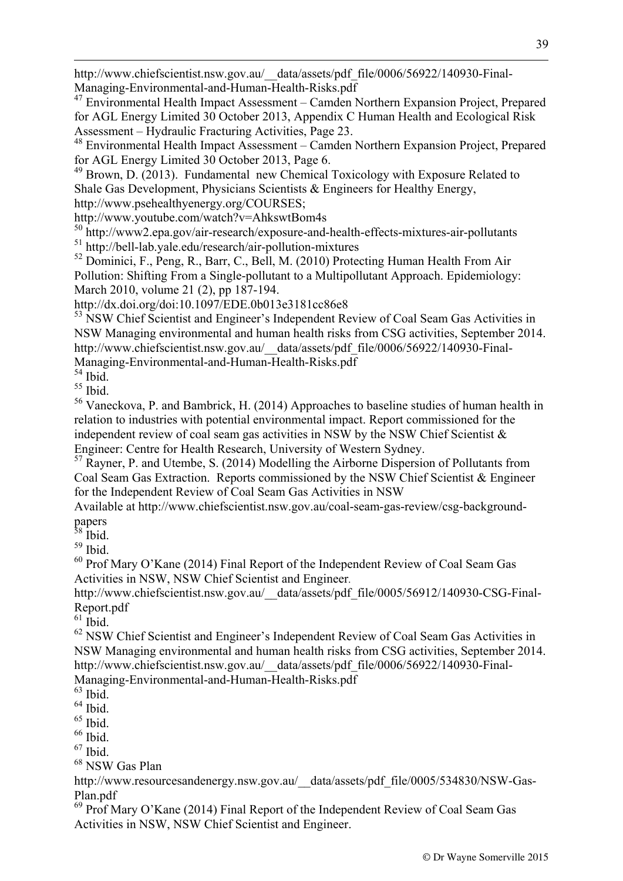http://www.chiefscientist.nsw.gov.au/__data/assets/pdf_file/0006/56922/140930-Final-Managing-Environmental-and-Human-Health-Risks.pdf

[47] Environmental Health Impact Assessment – Camden Northern Expansion Project, Prepared for AGL Energy Limited 30 October 2013, Appendix C Human Health and Ecological Risk Assessment – Hydraulic Fracturing Activities, Page 23.

[48] Environmental Health Impact Assessment – Camden Northern Expansion Project, Prepared for AGL Energy Limited 30 October 2013, Page 6.

[49] Brown, D. (2013). Fundamental new Chemical Toxicology with Exposure Related to Shale Gas Development, Physicians Scientists & Engineers for Healthy Energy, http://www.psehealthyenergy.org/COURSES; http://www.youtube.com/watch?v=AhkswtBom4s

[50] http://www2.epa.gov/air-research/exposure-and-health-effects-mixtures-air-pollutants

[51] http://bell-lab.yale.edu/research/air-pollution-mixtures

[52] Dominici, F., Peng, R., Barr, C., Bell, M. (2010) Protecting Human Health From Air Pollution: Shifting From a Single-pollutant to a Multipollutant Approach. Epidemiology: March 2010, volume 21 (2), pp 187-194. http://dx.doi.org/doi:10.1097/EDE.0b013e3181cc86e8

[53] NSW Chief Scientist and Engineer's Independent Review of Coal Seam Gas Activities in NSW Managing environmental and human health risks from CSG activities, September 2014. http://www.chiefscientist.nsw.gov.au/__data/assets/pdf_file/0006/56922/140930-Final-Managing-Environmental-and-Human-Health-Risks.pdf

[54] Ibid.

[55] Ibid.

[56] Vaneckova, P. and Bambrick, H. (2014) Approaches to baseline studies of human health in relation to industries with potential environmental impact. Report commissioned for the independent review of coal seam gas activities in NSW by the NSW Chief Scientist & Engineer: Centre for Health Research, University of Western Sydney.

[57] Rayner, P. and Utembe, S. (2014) Modelling the Airborne Dispersion of Pollutants from Coal Seam Gas Extraction. Reports commissioned by the NSW Chief Scientist & Engineer for the Independent Review of Coal Seam Gas Activities in NSW Available at http://www.chiefscientist.nsw.gov.au/coal-seam-gas-review/csg-background-papers

[58] Ibid.

[59] Ibid.

[60] Prof Mary O'Kane (2014) Final Report of the Independent Review of Coal Seam Gas Activities in NSW, NSW Chief Scientist and Engineer. http://www.chiefscientist.nsw.gov.au/__data/assets/pdf_file/0005/56912/140930-CSG-Final-Report.pdf

[61] Ibid.

[62] NSW Chief Scientist and Engineer's Independent Review of Coal Seam Gas Activities in NSW Managing environmental and human health risks from CSG activities, September 2014. http://www.chiefscientist.nsw.gov.au/__data/assets/pdf_file/0006/56922/140930-Final-Managing-Environmental-and-Human-Health-Risks.pdf

[63] Ibid.

[64] Ibid.

[65] Ibid.

[66] Ibid.

[67] Ibid.

[68] NSW Gas Plan http://www.resourcesandenergy.nsw.gov.au/__data/assets/pdf_file/0005/534830/NSW-Gas-Plan.pdf

[69] Prof Mary O'Kane (2014) Final Report of the Independent Review of Coal Seam Gas Activities in NSW, NSW Chief Scientist and Engineer.

© Dr Wayne Somerville 2015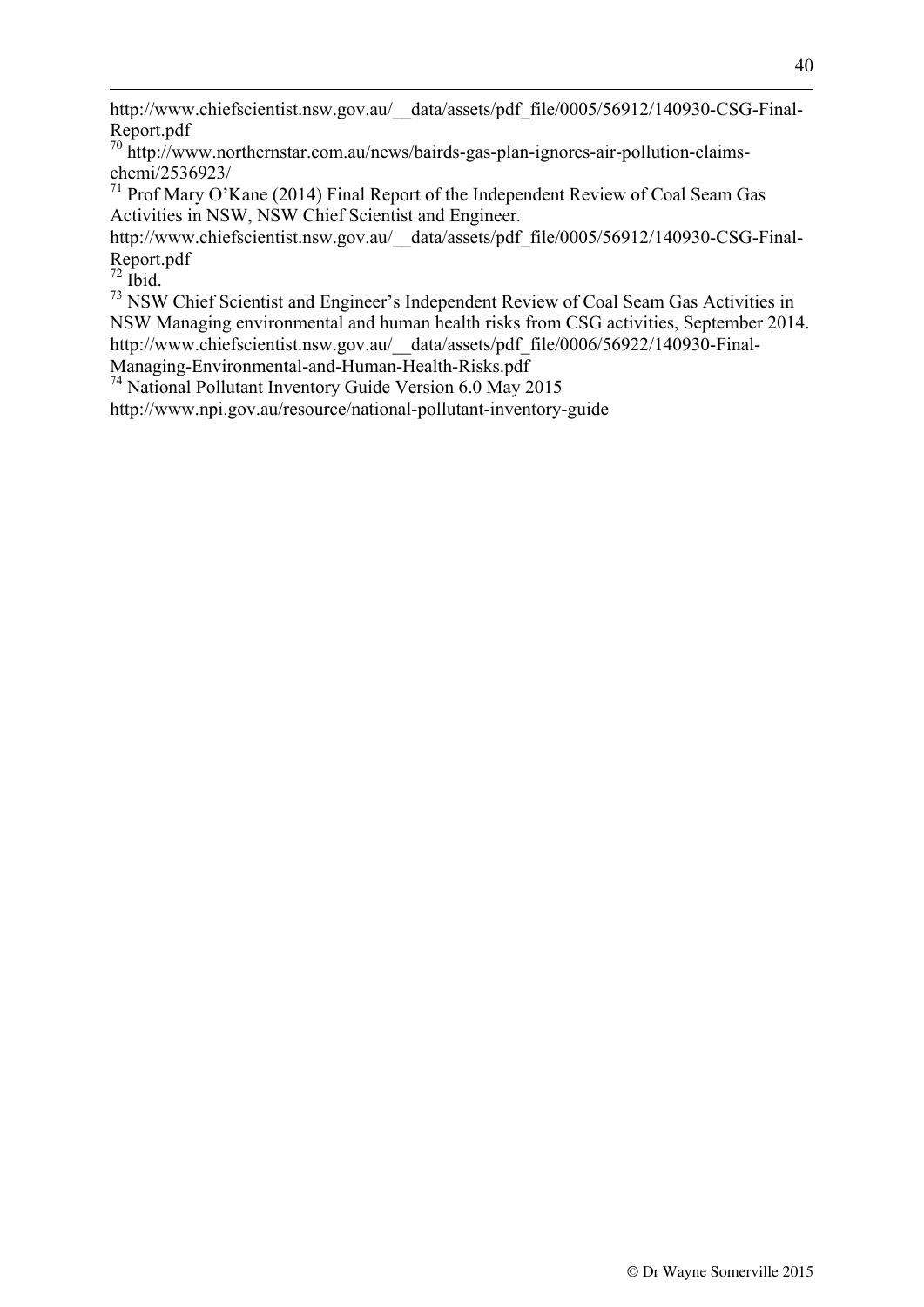http://www.chiefscientist.nsw.gov.au/__data/assets/pdf_file/0005/56912/140930-CSG-Final-Report.pdf

[70] http://www.northernstar.com.au/news/bairds-gas-plan-ignores-air-pollution-claims-chemi/2536923/

[71] Prof Mary O'Kane (2014) Final Report of the Independent Review of Coal Seam Gas Activities in NSW, NSW Chief Scientist and Engineer. http://www.chiefscientist.nsw.gov.au/__data/assets/pdf_file/0005/56912/140930-CSG-Final-Report.pdf

[72] Ibid.

[73] NSW Chief Scientist and Engineer's Independent Review of Coal Seam Gas Activities in NSW Managing environmental and human health risks from CSG activities, September 2014. http://www.chiefscientist.nsw.gov.au/__data/assets/pdf_file/0006/56922/140930-Final-Managing-Environmental-and-Human-Health-Risks.pdf

[74] National Pollutant Inventory Guide Version 6.0 May 2015 http://www.npi.gov.au/resource/national-pollutant-inventory-guide

© Dr Wayne Somerville 2015